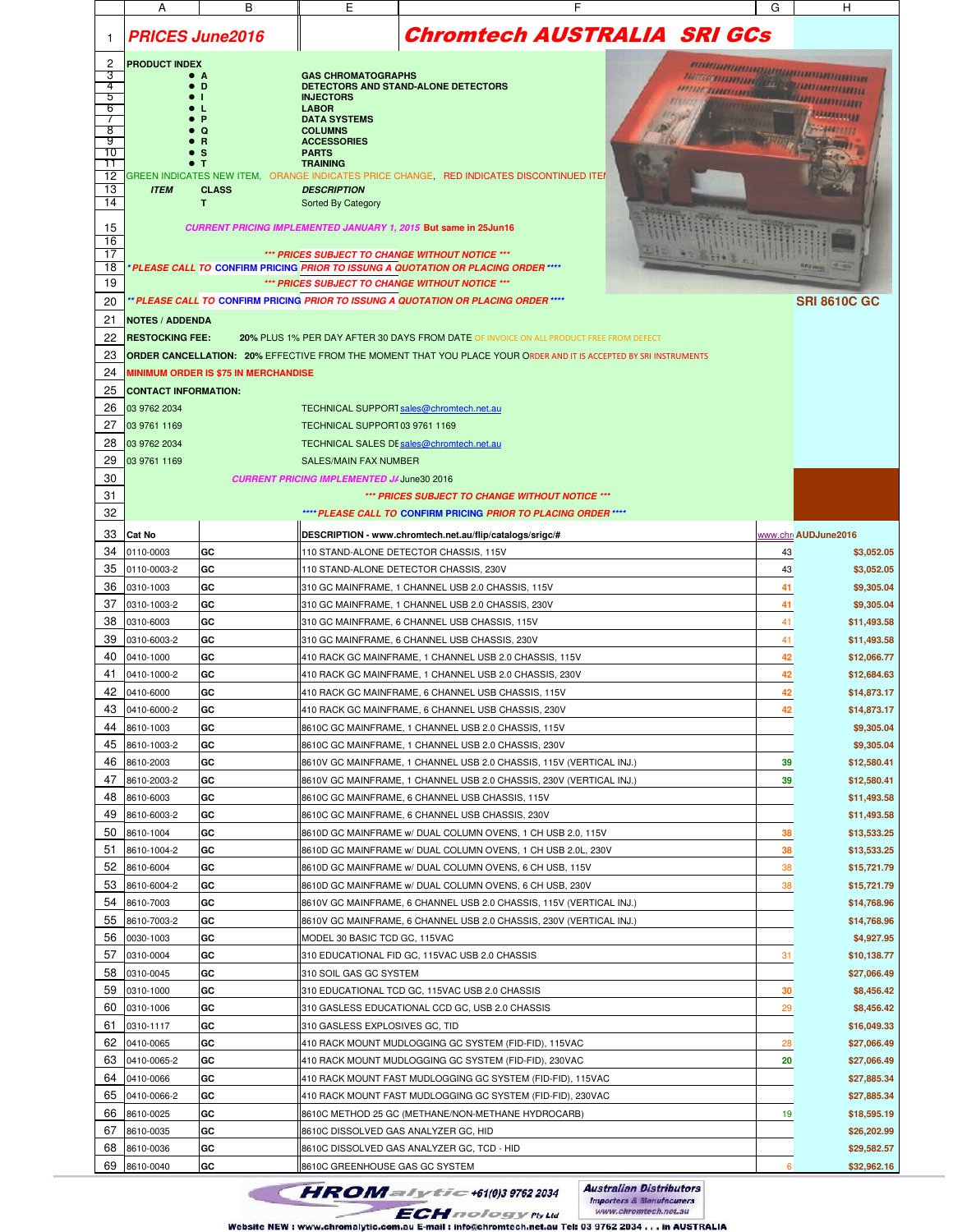# PRICES June2016

# Chromtech AUSTRALIA SRI GCs

**PRODUCT INDEX**

- A — GAS CHROMATOGRAPHS
- D — DETECTORS AND STAND-ALONE DETECTORS
- I — INJECTORS
- L — LABOR
- P — DATA SYSTEMS
- Q — COLUMNS
- R — ACCESSORIES
- S — PARTS
- T — TRAINING

GREEN INDICATES NEW ITEM, ORANGE INDICATES PRICE CHANGE, RED INDICATES DISCONTINUED ITEM

| ITEM | CLASS | DESCRIPTION |
|---|---|---|
| | T | Sorted By Category |

*CURRENT PRICING IMPLEMENTED JANUARY 1, 2015* But same in 25Jun16

*** PRICES SUBJECT TO CHANGE WITHOUT NOTICE ***

*PLEASE CALL TO CONFIRM PRICING PRIOR TO ISSUING A QUOTATION OR PLACING ORDER ****

*** PRICES SUBJECT TO CHANGE WITHOUT NOTICE ***

** PLEASE CALL TO CONFIRM PRICING PRIOR TO ISSUNG A QUOTATION OR PLACING ORDER ****

**SRI 8610C GC**

**NOTES / ADDENDA**

**RESTOCKING FEE:** 20% PLUS 1% PER DAY AFTER 30 DAYS FROM DATE OF INVOICE ON ALL PRODUCT FREE FROM DEFECT

**ORDER CANCELLATION:** 20% EFFECTIVE FROM THE MOMENT THAT YOU PLACE YOUR ORDER AND IT IS ACCEPTED BY SRI INSTRUMENTS

MINIMUM ORDER IS $75 IN MERCHANDISE

**CONTACT INFORMATION:**

| | |
|---|---|
| 03 9762 2034 | TECHNICAL SUPPORT sales@chromtech.net.au |
| 03 9761 1169 | TECHNICAL SUPPORT 03 9761 1169 |
| 03 9762 2034 | TECHNICAL SALES DE sales@chromtech.net.au |
| 03 9761 1169 | SALES/MAIN FAX NUMBER |

*CURRENT PRICING IMPLEMENTED JA* June30 2016

*** PRICES SUBJECT TO CHANGE WITHOUT NOTICE ***

**** PLEASE CALL TO CONFIRM PRICING PRIOR TO PLACING ORDER ****

| Cat No | | DESCRIPTION - www.chromtech.net.au/flip/catalogs/srigc/# | www.chr | AUDJune2016 |
|---|---|---|---|---|
| 0110-0003 | GC | 110 STAND-ALONE DETECTOR CHASSIS, 115V | 43 | $3,052.05 |
| 0110-0003-2 | GC | 110 STAND-ALONE DETECTOR CHASSIS, 230V | 43 | $3,052.05 |
| 0310-1003 | GC | 310 GC MAINFRAME, 1 CHANNEL USB 2.0 CHASSIS, 115V | 41 | $9,305.04 |
| 0310-1003-2 | GC | 310 GC MAINFRAME, 1 CHANNEL USB 2.0 CHASSIS, 230V | 41 | $9,305.04 |
| 0310-6003 | GC | 310 GC MAINFRAME, 6 CHANNEL USB CHASSIS, 115V | 41 | $11,493.58 |
| 0310-6003-2 | GC | 310 GC MAINFRAME, 6 CHANNEL USB CHASSIS, 230V | 41 | $11,493.58 |
| 0410-1000 | GC | 410 RACK GC MAINFRAME, 1 CHANNEL USB 2.0 CHASSIS, 115V | 42 | $12,066.77 |
| 0410-1000-2 | GC | 410 RACK GC MAINFRAME, 1 CHANNEL USB 2.0 CHASSIS, 230V | 42 | $12,684.63 |
| 0410-6000 | GC | 410 RACK GC MAINFRAME, 6 CHANNEL USB CHASSIS, 115V | 42 | $14,873.17 |
| 0410-6000-2 | GC | 410 RACK GC MAINFRAME, 6 CHANNEL USB CHASSIS, 230V | 42 | $14,873.17 |
| 8610-1003 | GC | 8610C GC MAINFRAME, 1 CHANNEL USB 2.0 CHASSIS, 115V | | $9,305.04 |
| 8610-1003-2 | GC | 8610C GC MAINFRAME, 1 CHANNEL USB 2.0 CHASSIS, 230V | | $9,305.04 |
| 8610-2003 | GC | 8610V GC MAINFRAME, 1 CHANNEL USB 2.0 CHASSIS, 115V (VERTICAL INJ.) | 39 | $12,580.41 |
| 8610-2003-2 | GC | 8610V GC MAINFRAME, 1 CHANNEL USB 2.0 CHASSIS, 230V (VERTICAL INJ.) | 39 | $12,580.41 |
| 8610-6003 | GC | 8610C GC MAINFRAME, 6 CHANNEL USB CHASSIS, 115V | | $11,493.58 |
| 8610-6003-2 | GC | 8610C GC MAINFRAME, 6 CHANNEL USB CHASSIS, 230V | | $11,493.58 |
| 8610-1004 | GC | 8610D GC MAINFRAME w/ DUAL COLUMN OVENS, 1 CH USB 2.0, 115V | 38 | $13,533.25 |
| 8610-1004-2 | GC | 8610D GC MAINFRAME w/ DUAL COLUMN OVENS, 1 CH USB 2.0L, 230V | 38 | $13,533.25 |
| 8610-6004 | GC | 8610D GC MAINFRAME w/ DUAL COLUMN OVENS, 6 CH USB, 115V | 38 | $15,721.79 |
| 8610-6004-2 | GC | 8610D GC MAINFRAME w/ DUAL COLUMN OVENS, 6 CH USB, 230V | 38 | $15,721.79 |
| 8610-7003 | GC | 8610V GC MAINFRAME, 6 CHANNEL USB 2.0 CHASSIS, 115V (VERTICAL INJ.) | | $14,768.96 |
| 8610-7003-2 | GC | 8610V GC MAINFRAME, 6 CHANNEL USB 2.0 CHASSIS, 230V (VERTICAL INJ.) | | $14,768.96 |
| 0030-1003 | GC | MODEL 30 BASIC TCD GC, 115VAC | | $4,927.95 |
| 0310-0004 | GC | 310 EDUCATIONAL FID GC, 115VAC USB 2.0 CHASSIS | 31 | $10,138.77 |
| 0310-0045 | GC | 310 SOIL GAS GC SYSTEM | | $27,066.49 |
| 0310-1000 | GC | 310 EDUCATIONAL TCD GC, 115VAC USB 2.0 CHASSIS | 30 | $8,456.42 |
| 0310-1006 | GC | 310 GASLESS EDUCATIONAL CCD GC, USB 2.0 CHASSIS | 29 | $8,456.42 |
| 0310-1117 | GC | 310 GASLESS EXPLOSIVES GC, TID | | $16,049.33 |
| 0410-0065 | GC | 410 RACK MOUNT MUDLOGGING GC SYSTEM (FID-FID), 115VAC | 28 | $27,066.49 |
| 0410-0065-2 | GC | 410 RACK MOUNT MUDLOGGING GC SYSTEM (FID-FID), 230VAC | 20 | $27,066.49 |
| 0410-0066 | GC | 410 RACK MOUNT FAST MUDLOGGING GC SYSTEM (FID-FID), 115VAC | | $27,885.34 |
| 0410-0066-2 | GC | 410 RACK MOUNT FAST MUDLOGGING GC SYSTEM (FID-FID), 230VAC | | $27,885.34 |
| 8610-0025 | GC | 8610C METHOD 25 GC (METHANE/NON-METHANE HYDROCARB) | 19 | $18,595.19 |
| 8610-0035 | GC | 8610C DISSOLVED GAS ANALYZER GC, HID | | $26,202.99 |
| 8610-0036 | GC | 8610C DISSOLVED GAS ANALYZER GC, TCD - HID | | $29,582.57 |
| 8610-0040 | GC | 8610C GREENHOUSE GAS GC SYSTEM | 6 | $32,962.16 |

CHROMalytic +61(0)3 9762 2034 TECHnology Pty Ltd — Australian Distributors, Importers & Manufacturers, www.chromtech.net.au

Website NEW : www.chromalytic.com.au E-mail : info@chromtech.net.au Tel: 03 9762 2034 . . . in AUSTRALIA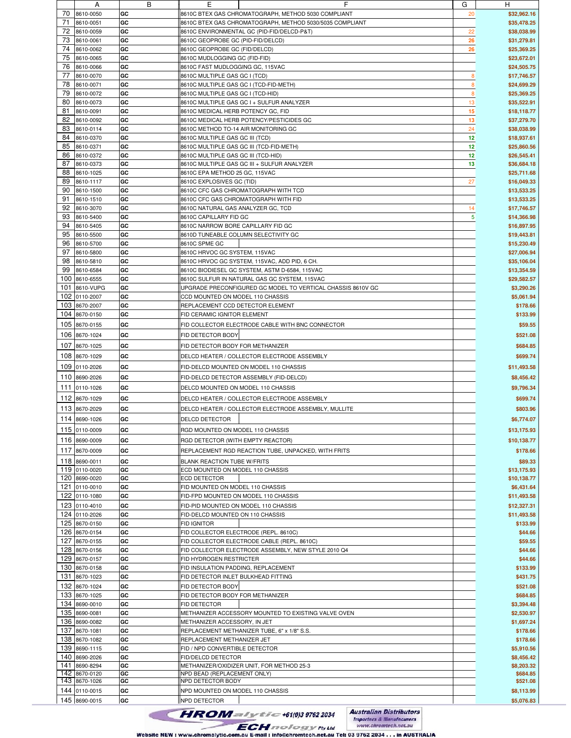| | A | B | E | F | G | H |
|---|---|---|---|---|---|---|
| 70 | 8610-0050 | GC | 8610C BTEX GAS CHROMATOGRAPH, METHOD 5030 COMPLIANT | | 20 | $32,962.16 |
| 71 | 8610-0051 | GC | 8610C BTEX GAS CHROMATOGRAPH, METHOD 5030/5035 COMPLIANT | | | $35,478.25 |
| 72 | 8610-0059 | GC | 8610C ENVIRONMENTAL GC (PID-FID/DELCD-P&T) | | 22 | $38,038.99 |
| 73 | 8610-0061 | GC | 8610C GEOPROBE GC (PID-FID/DELCD) | | 26 | $31,279.81 |
| 74 | 8610-0062 | GC | 8610C GEOPROBE GC (FID/DELCD) | | 26 | $25,369.25 |
| 75 | 8610-0065 | GC | 8610C MUDLOGGING GC (FID-FID) | | | $23,672.01 |
| 76 | 8610-0066 | GC | 8610C FAST MUDLOGGING GC, 115VAC | | | $24,505.75 |
| 77 | 8610-0070 | GC | 8610C MULTIPLE GAS GC I (TCD) | | 8 | $17,746.57 |
| 78 | 8610-0071 | GC | 8610C MULTIPLE GAS GC I (TCD-FID-METH) | | 8 | $24,699.29 |
| 79 | 8610-0072 | GC | 8610C MULTIPLE GAS GC I (TCD-HID) | | 8 | $25,369.25 |
| 80 | 8610-0073 | GC | 8610C MULTIPLE GAS GC I + SULFUR ANALYZER | | 13 | $35,522.91 |
| 81 | 8610-0091 | GC | 8610C MEDICAL HERB POTENCY GC, FID | | 15 | $18,118.77 |
| 82 | 8610-0092 | GC | 8610C MEDICAL HERB POTENCY/PESTICIDES GC | | 13 | $37,279.70 |
| 83 | 8610-0114 | GC | 8610C METHOD TO-14 AIR MONITORING GC | | 24 | $38,038.99 |
| 84 | 8610-0370 | GC | 8610C MULTIPLE GAS GC III (TCD) | | 12 | $18,937.61 |
| 85 | 8610-0371 | GC | 8610C MULTIPLE GAS GC III (TCD-FID-METH) | | 12 | $25,860.56 |
| 86 | 8610-0372 | GC | 8610C MULTIPLE GAS GC III (TCD-HID) | | 12 | $26,545.41 |
| 87 | 8610-0373 | GC | 8610C MULTIPLE GAS GC III + SULFUR ANALYZER | | 13 | $36,684.18 |
| 88 | 8610-1025 | GC | 8610C EPA METHOD 25 GC, 115VAC | | | $25,711.68 |
| 89 | 8610-1117 | GC | 8610C EXPLOSIVES GC (TID) | | 27 | $16,049.33 |
| 90 | 8610-1500 | GC | 8610C CFC GAS CHROMATOGRAPH WITH TCD | | | $13,533.25 |
| 91 | 8610-1510 | GC | 8610C CFC GAS CHROMATOGRAPH WITH FID | | | $13,533.25 |
| 92 | 8610-3070 | GC | 8610C NATURAL GAS ANALYZER GC, TCD | | 14 | $17,746.57 |
| 93 | 8610-5400 | GC | 8610C CAPILLARY FID GC | | 5 | $14,366.98 |
| 94 | 8610-5405 | GC | 8610C NARROW BORE CAPILLARY FID GC | | | $16,897.95 |
| 95 | 8610-5500 | GC | 8610D TUNEABLE COLUMN SELECTIVITY GC | | | $19,443.81 |
| 96 | 8610-5700 | GC | 8610C SPME GC | | | $15,230.49 |
| 97 | 8610-5800 | GC | 8610C HRVOC GC SYSTEM, 115VAC | | | $27,006.94 |
| 98 | 8610-5810 | GC | 8610C HRVOC GC SYSTEM, 115VAC, ADD PID, 6 CH. | | | $35,106.04 |
| 99 | 8610-6584 | GC | 8610C BIODIESEL GC SYSTEM, ASTM D-6584, 115VAC | | | $13,354.59 |
| 100 | 8610-6555 | GC | 8610C SULFUR IN NATURAL GAS GC SYSTEM, 115VAC | | | $29,582.57 |
| 101 | 8610-VUPG | GC | UPGRADE PRECONFIGURED GC MODEL TO VERTICAL CHASSIS 8610V GC | | | $3,290.26 |
| 102 | 0110-2007 | GC | CCD MOUNTED ON MODEL 110 CHASSIS | | | $5,061.94 |
| 103 | 8670-2007 | GC | REPLACEMENT CCD DETECTOR ELEMENT | | | $178.66 |
| 104 | 8670-0150 | GC | FID CERAMIC IGNITOR ELEMENT | | | $133.99 |
| 105 | 8670-0155 | GC | FID COLLECTOR ELECTRODE CABLE WITH BNC CONNECTOR | | | $59.55 |
| 106 | 8670-1024 | GC | FID DETECTOR BODY | | | $521.08 |
| 107 | 8670-1025 | GC | FID DETECTOR BODY FOR METHANIZER | | | $684.85 |
| 108 | 8670-1029 | GC | DELCD HEATER / COLLECTOR ELECTRODE ASSEMBLY | | | $699.74 |
| 109 | 0110-2026 | GC | FID-DELCD MOUNTED ON MODEL 110 CHASSIS | | | $11,493.58 |
| 110 | 8690-2026 | GC | FID-DELCD DETECTOR ASSEMBLY (FID-DELCD) | | | $8,456.42 |
| 111 | 0110-1026 | GC | DELCD MOUNTED ON MODEL 110 CHASSIS | | | $9,796.34 |
| 112 | 8670-1029 | GC | DELCD HEATER / COLLECTOR ELECTRODE ASSEMBLY | | | $699.74 |
| 113 | 8670-2029 | GC | DELCD HEATER / COLLECTOR ELECTRODE ASSEMBLY, MULLITE | | | $803.96 |
| 114 | 8690-1026 | GC | DELCD DETECTOR | | | $6,774.07 |
| 115 | 0110-0009 | GC | RGD MOUNTED ON MODEL 110 CHASSIS | | | $13,175.93 |
| 116 | 8690-0009 | GC | RGD DETECTOR (WITH EMPTY REACTOR) | | | $10,138.77 |
| 117 | 8670-0009 | GC | REPLACEMENT RGD REACTION TUBE, UNPACKED, WITH FRITS | | | $178.66 |
| 118 | 8690-0011 | GC | BLANK REACTION TUBE W/FRITS | | | $89.33 |
| 119 | 0110-0020 | GC | ECD MOUNTED ON MODEL 110 CHASSIS | | | $13,175.93 |
| 120 | 8690-0020 | GC | ECD DETECTOR | | | $10,138.77 |
| 121 | 0110-0010 | GC | FID MOUNTED ON MODEL 110 CHASSIS | | | $6,431.64 |
| 122 | 0110-1080 | GC | FID-FPD MOUNTED ON MODEL 110 CHASSIS | | | $11,493.58 |
| 123 | 0110-4010 | GC | FID-PID MOUNTED ON MODEL 110 CHASSIS | | | $12,327.31 |
| 124 | 0110-2026 | GC | FID-DELCD MOUNTED ON 110 CHASSIS | | | $11,493.58 |
| 125 | 8670-0150 | GC | FID IGNITOR | | | $133.99 |
| 126 | 8670-0154 | GC | FID COLLECTOR ELECTRODE (REPL. 8610C) | | | $44.66 |
| 127 | 8670-0155 | GC | FID COLLECTOR ELECTRODE CABLE (REPL. 8610C) | | | $59.55 |
| 128 | 8670-0156 | GC | FID COLLECTOR ELECTRODE ASSEMBLY, NEW STYLE 2010 Q4 | | | $44.66 |
| 129 | 8670-0157 | GC | FID HYDROGEN RESTRICTER | | | $44.66 |
| 130 | 8670-0158 | GC | FID INSULATION PADDING, REPLACEMENT | | | $133.99 |
| 131 | 8670-1023 | GC | FID DETECTOR INLET BULKHEAD FITTING | | | $431.75 |
| 132 | 8670-1024 | GC | FID DETECTOR BODY | | | $521.08 |
| 133 | 8670-1025 | GC | FID DETECTOR BODY FOR METHANIZER | | | $684.85 |
| 134 | 8690-0010 | GC | FID DETECTOR | | | $3,394.48 |
| 135 | 8690-0081 | GC | METHANIZER ACCESSORY MOUNTED TO EXISTING VALVE OVEN | | | $2,530.97 |
| 136 | 8690-0082 | GC | METHANIZER ACCESSORY, IN JET | | | $1,697.24 |
| 137 | 8670-1081 | GC | REPLACEMENT METHANIZER TUBE, 6" x 1/8" S.S. | | | $178.66 |
| 138 | 8670-1082 | GC | REPLACEMENT METHANIZER JET | | | $178.66 |
| 139 | 8690-1115 | GC | FID / NPD CONVERTIBLE DETECTOR | | | $5,910.56 |
| 140 | 8690-2026 | GC | FID/DELCD DETECTOR | | | $8,456.42 |
| 141 | 8690-8294 | GC | METHANIZER/OXIDIZER UNIT, FOR METHOD 25-3 | | | $8,203.32 |
| 142 | 8670-0120 | GC | NPD BEAD (REPLACEMENT ONLY) | | | $684.85 |
| 143 | 8670-1026 | GC | NPD DETECTOR BODY | | | $521.08 |
| 144 | 0110-0015 | GC | NPD MOUNTED ON MODEL 110 CHASSIS | | | $8,113.99 |
| 145 | 8690-0015 | GC | NPD DETECTOR | | | $5,076.83 |

CHROMalytic +61(0)3 9762 2034 TECHnology Pty Ltd — Australian Distributors, Importers & Manufacturers, www.chromtech.net.au

Website NEW : www.chromalytic.com.au E-mail : info@chromtech.net.au Tel: 03 9762 2034 . . . in AUSTRALIA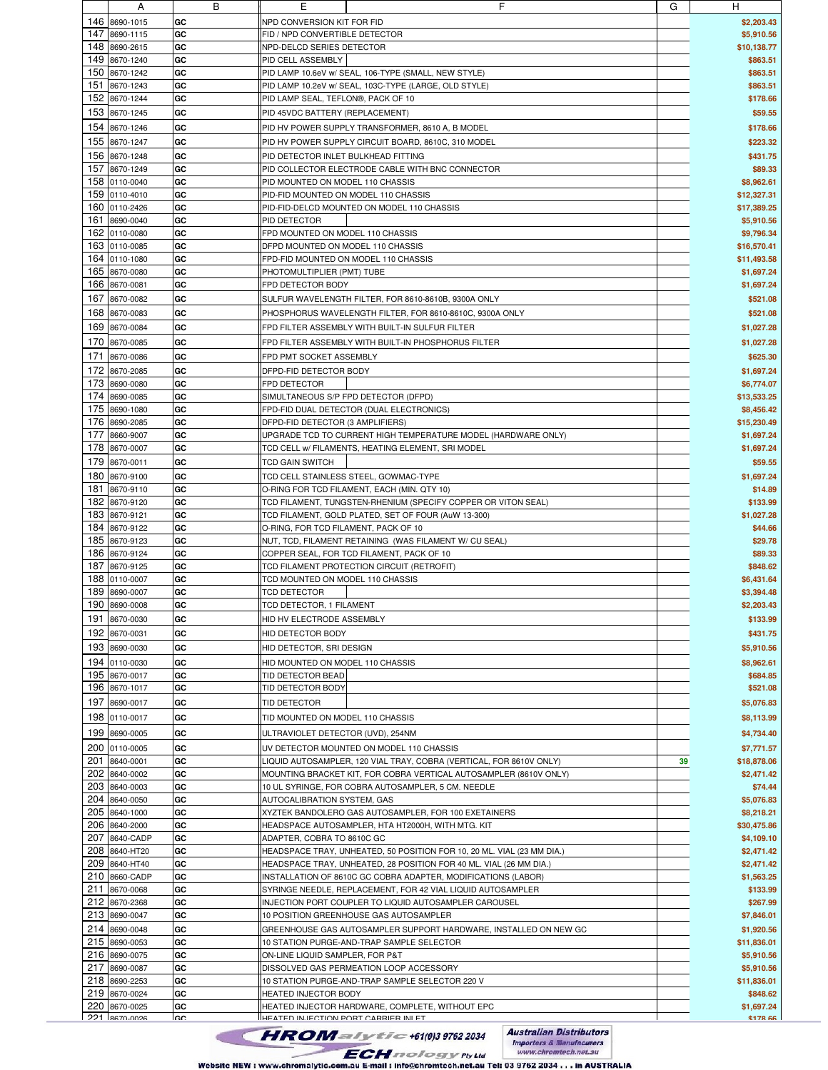| | A | B | E | F | G | H |
|---|---|---|---|---|---|---|
| 146 | 8690-1015 | GC | NPD CONVERSION KIT FOR FID | | | $2,203.43 |
| 147 | 8690-1115 | GC | FID / NPD CONVERTIBLE DETECTOR | | | $5,910.56 |
| 148 | 8690-2615 | GC | NPD-DELCD SERIES DETECTOR | | | $10,138.77 |
| 149 | 8670-1240 | GC | PID CELL ASSEMBLY | | | $863.51 |
| 150 | 8670-1242 | GC | PID LAMP 10.6eV w/ SEAL, 106-TYPE (SMALL, NEW STYLE) | | | $863.51 |
| 151 | 8670-1243 | GC | PID LAMP 10.2eV w/ SEAL, 103C-TYPE (LARGE, OLD STYLE) | | | $863.51 |
| 152 | 8670-1244 | GC | PID LAMP SEAL, TEFLON®, PACK OF 10 | | | $178.66 |
| 153 | 8670-1245 | GC | PID 45VDC BATTERY (REPLACEMENT) | | | $59.55 |
| 154 | 8670-1246 | GC | PID HV POWER SUPPLY TRANSFORMER, 8610 A, B MODEL | | | $178.66 |
| 155 | 8670-1247 | GC | PID HV POWER SUPPLY CIRCUIT BOARD, 8610C, 310 MODEL | | | $223.32 |
| 156 | 8670-1248 | GC | PID DETECTOR INLET BULKHEAD FITTING | | | $431.75 |
| 157 | 8670-1249 | GC | PID COLLECTOR ELECTRODE CABLE WITH BNC CONNECTOR | | | $89.33 |
| 158 | 0110-0040 | GC | PID MOUNTED ON MODEL 110 CHASSIS | | | $8,962.61 |
| 159 | 0110-4010 | GC | PID-FID MOUNTED ON MODEL 110 CHASSIS | | | $12,327.31 |
| 160 | 0110-2426 | GC | PID-FID-DELCD MOUNTED ON MODEL 110 CHASSIS | | | $17,389.25 |
| 161 | 8690-0040 | GC | PID DETECTOR | | | $5,910.56 |
| 162 | 0110-0080 | GC | FPD MOUNTED ON MODEL 110 CHASSIS | | | $9,796.34 |
| 163 | 0110-0085 | GC | DFPD MOUNTED ON MODEL 110 CHASSIS | | | $16,570.41 |
| 164 | 0110-1080 | GC | FPD-FID MOUNTED ON MODEL 110 CHASSIS | | | $11,493.58 |
| 165 | 8670-0080 | GC | PHOTOMULTIPLIER (PMT) TUBE | | | $1,697.24 |
| 166 | 8670-0081 | GC | FPD DETECTOR BODY | | | $1,697.24 |
| 167 | 8670-0082 | GC | SULFUR WAVELENGTH FILTER, FOR 8610-8610B, 9300A ONLY | | | $521.08 |
| 168 | 8670-0083 | GC | PHOSPHORUS WAVELENGTH FILTER, FOR 8610-8610C, 9300A ONLY | | | $521.08 |
| 169 | 8670-0084 | GC | FPD FILTER ASSEMBLY WITH BUILT-IN SULFUR FILTER | | | $1,027.28 |
| 170 | 8670-0085 | GC | FPD FILTER ASSEMBLY WITH BUILT-IN PHOSPHORUS FILTER | | | $1,027.28 |
| 171 | 8670-0086 | GC | FPD PMT SOCKET ASSEMBLY | | | $625.30 |
| 172 | 8670-2085 | GC | DFPD-FID DETECTOR BODY | | | $1,697.24 |
| 173 | 8690-0080 | GC | FPD DETECTOR | | | $6,774.07 |
| 174 | 8690-0085 | GC | SIMULTANEOUS S/P FPD DETECTOR (DFPD) | | | $13,533.25 |
| 175 | 8690-1080 | GC | FPD-FID DUAL DETECTOR (DUAL ELECTRONICS) | | | $8,456.42 |
| 176 | 8690-2085 | GC | DFPD-FID DETECTOR (3 AMPLIFIERS) | | | $15,230.49 |
| 177 | 8660-9007 | GC | UPGRADE TCD TO CURRENT HIGH TEMPERATURE MODEL (HARDWARE ONLY) | | | $1,697.24 |
| 178 | 8670-0007 | GC | TCD CELL w/ FILAMENTS, HEATING ELEMENT, SRI MODEL | | | $1,697.24 |
| 179 | 8670-0011 | GC | TCD GAIN SWITCH | | | $59.55 |
| 180 | 8670-9100 | GC | TCD CELL STAINLESS STEEL, GOWMAC-TYPE | | | $1,697.24 |
| 181 | 8670-9110 | GC | O-RING FOR TCD FILAMENT, EACH (MIN. QTY 10) | | | $14.89 |
| 182 | 8670-9120 | GC | TCD FILAMENT, TUNGSTEN-RHENIUM (SPECIFY COPPER OR VITON SEAL) | | | $133.99 |
| 183 | 8670-9121 | GC | TCD FILAMENT, GOLD PLATED, SET OF FOUR (AuW 13-300) | | | $1,027.28 |
| 184 | 8670-9122 | GC | O-RING, FOR TCD FILAMENT, PACK OF 10 | | | $44.66 |
| 185 | 8670-9123 | GC | NUT, TCD, FILAMENT RETAINING (WAS FILAMENT W/ CU SEAL) | | | $29.78 |
| 186 | 8670-9124 | GC | COPPER SEAL, FOR TCD FILAMENT, PACK OF 10 | | | $89.33 |
| 187 | 8670-9125 | GC | TCD FILAMENT PROTECTION CIRCUIT (RETROFIT) | | | $848.62 |
| 188 | 0110-0007 | GC | TCD MOUNTED ON MODEL 110 CHASSIS | | | $6,431.64 |
| 189 | 8690-0007 | GC | TCD DETECTOR | | | $3,394.48 |
| 190 | 8690-0008 | GC | TCD DETECTOR, 1 FILAMENT | | | $2,203.43 |
| 191 | 8670-0030 | GC | HID HV ELECTRODE ASSEMBLY | | | $133.99 |
| 192 | 8670-0031 | GC | HID DETECTOR BODY | | | $431.75 |
| 193 | 8690-0030 | GC | HID DETECTOR, SRI DESIGN | | | $5,910.56 |
| 194 | 0110-0030 | GC | HID MOUNTED ON MODEL 110 CHASSIS | | | $8,962.61 |
| 195 | 8670-0017 | GC | TID DETECTOR BEAD | | | $684.85 |
| 196 | 8670-1017 | GC | TID DETECTOR BODY | | | $521.08 |
| 197 | 8690-0017 | GC | TID DETECTOR | | | $5,076.83 |
| 198 | 0110-0017 | GC | TID MOUNTED ON MODEL 110 CHASSIS | | | $8,113.99 |
| 199 | 8690-0005 | GC | ULTRAVIOLET DETECTOR (UVD), 254NM | | | $4,734.40 |
| 200 | 0110-0005 | GC | UV DETECTOR MOUNTED ON MODEL 110 CHASSIS | | | $7,771.57 |
| 201 | 8640-0001 | GC | LIQUID AUTOSAMPLER, 120 VIAL TRAY, COBRA (VERTICAL, FOR 8610V ONLY) | | 39 | $18,878.06 |
| 202 | 8640-0002 | GC | MOUNTING BRACKET KIT, FOR COBRA VERTICAL AUTOSAMPLER (8610V ONLY) | | | $2,471.42 |
| 203 | 8640-0003 | GC | 10 UL SYRINGE, FOR COBRA AUTOSAMPLER, 5 CM. NEEDLE | | | $74.44 |
| 204 | 8640-0050 | GC | AUTOCALIBRATION SYSTEM, GAS | | | $5,076.83 |
| 205 | 8640-1000 | GC | XYZTEK BANDOLERO GAS AUTOSAMPLER, FOR 100 EXETAINERS | | | $8,218.21 |
| 206 | 8640-2000 | GC | HEADSPACE AUTOSAMPLER, HTA HT2000H, WITH MTG. KIT | | | $30,475.86 |
| 207 | 8640-CADP | GC | ADAPTER, COBRA TO 8610C GC | | | $4,109.10 |
| 208 | 8640-HT20 | GC | HEADSPACE TRAY, UNHEATED, 50 POSITION FOR 10, 20 ML. VIAL (23 MM DIA.) | | | $2,471.42 |
| 209 | 8640-HT40 | GC | HEADSPACE TRAY, UNHEATED, 28 POSITION FOR 40 ML. VIAL (26 MM DIA.) | | | $2,471.42 |
| 210 | 8660-CADP | GC | INSTALLATION OF 8610C GC COBRA ADAPTER, MODIFICATIONS (LABOR) | | | $1,563.25 |
| 211 | 8670-0068 | GC | SYRINGE NEEDLE, REPLACEMENT, FOR 42 VIAL LIQUID AUTOSAMPLER | | | $133.99 |
| 212 | 8670-2368 | GC | INJECTION PORT COUPLER TO LIQUID AUTOSAMPLER CAROUSEL | | | $267.99 |
| 213 | 8690-0047 | GC | 10 POSITION GREENHOUSE GAS AUTOSAMPLER | | | $7,846.01 |
| 214 | 8690-0048 | GC | GREENHOUSE GAS AUTOSAMPLER SUPPORT HARDWARE, INSTALLED ON NEW GC | | | $1,920.56 |
| 215 | 8690-0053 | GC | 10 STATION PURGE-AND-TRAP SAMPLE SELECTOR | | | $11,836.01 |
| 216 | 8690-0075 | GC | ON-LINE LIQUID SAMPLER, FOR P&T | | | $5,910.56 |
| 217 | 8690-0087 | GC | DISSOLVED GAS PERMEATION LOOP ACCESSORY | | | $5,910.56 |
| 218 | 8690-2253 | GC | 10 STATION PURGE-AND-TRAP SAMPLE SELECTOR 220 V | | | $11,836.01 |
| 219 | 8670-0024 | GC | HEATED INJECTOR BODY | | | $848.62 |
| 220 | 8670-0025 | GC | HEATED INJECTOR HARDWARE, COMPLETE, WITHOUT EPC | | | $1,697.24 |
| 221 | 8670-0026 | GC | HEATED INJECTION PORT CARRIER INLET | | | $178.66 |

CHROMalytic +61(0)3 9762 2034 TECHnology Pty Ltd — Australian Distributors, Importers & Manufacturers, www.chromtech.net.au

Website NEW : www.chromalytic.com.au E-mail : info@chromtech.net.au Tel: 03 9762 2034 . . . in AUSTRALIA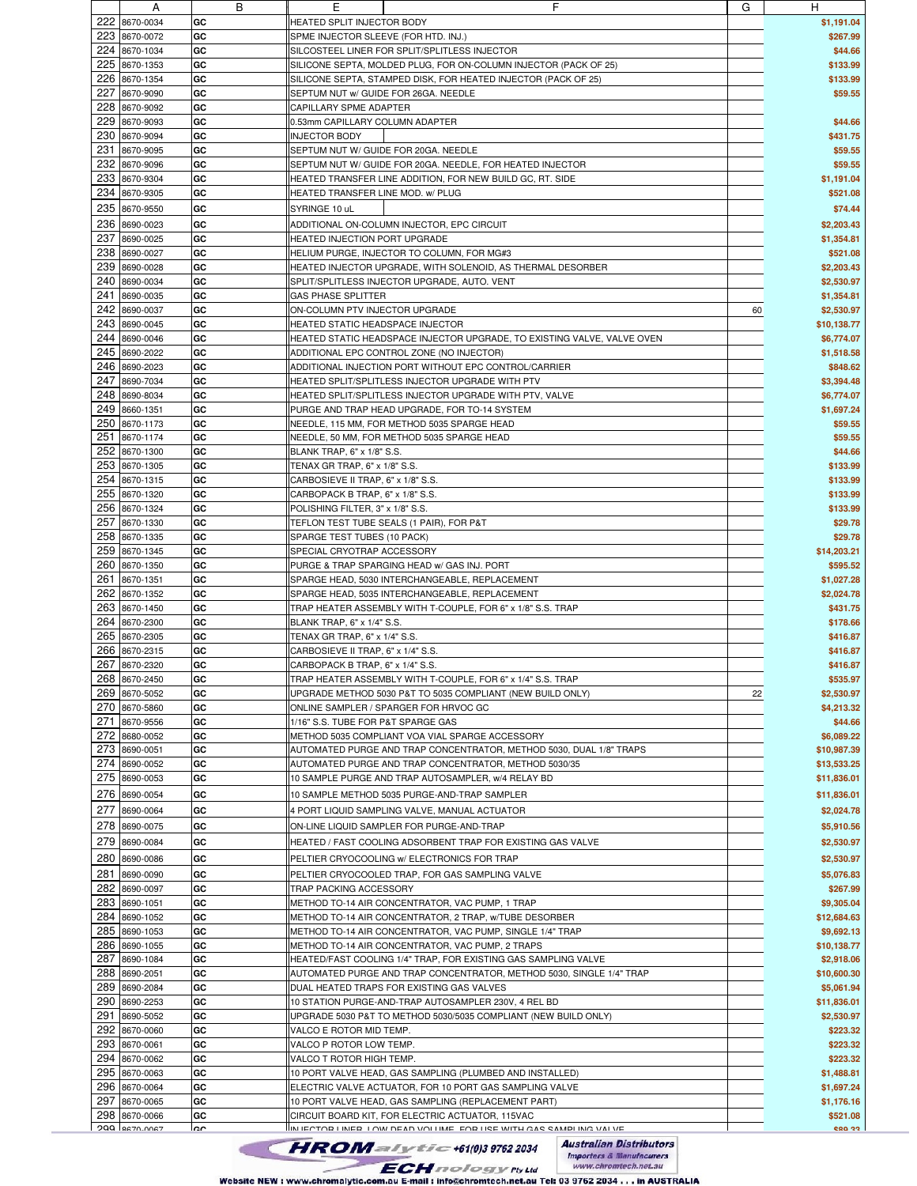| | A | B | E | F | G | H |
|---|---|---|---|---|---|---|
| 222 | 8670-0034 | GC | HEATED SPLIT INJECTOR BODY | | | $1,191.04 |
| 223 | 8670-0072 | GC | SPME INJECTOR SLEEVE (FOR HTD. INJ.) | | | $267.99 |
| 224 | 8670-1034 | GC | SILCOSTEEL LINER FOR SPLIT/SPLITLESS INJECTOR | | | $44.66 |
| 225 | 8670-1353 | GC | SILICONE SEPTA, MOLDED PLUG, FOR ON-COLUMN INJECTOR (PACK OF 25) | | | $133.99 |
| 226 | 8670-1354 | GC | SILICONE SEPTA, STAMPED DISK, FOR HEATED INJECTOR (PACK OF 25) | | | $133.99 |
| 227 | 8670-9090 | GC | SEPTUM NUT w/ GUIDE FOR 26GA. NEEDLE | | | $59.55 |
| 228 | 8670-9092 | GC | CAPILLARY SPME ADAPTER | | | |
| 229 | 8670-9093 | GC | 0.53mm CAPILLARY COLUMN ADAPTER | | | $44.66 |
| 230 | 8670-9094 | GC | INJECTOR BODY | | | $431.75 |
| 231 | 8670-9095 | GC | SEPTUM NUT W/ GUIDE FOR 20GA. NEEDLE | | | $59.55 |
| 232 | 8670-9096 | GC | SEPTUM NUT W/ GUIDE FOR 20GA. NEEDLE, FOR HEATED INJECTOR | | | $59.55 |
| 233 | 8670-9304 | GC | HEATED TRANSFER LINE ADDITION, FOR NEW BUILD GC, RT. SIDE | | | $1,191.04 |
| 234 | 8670-9305 | GC | HEATED TRANSFER LINE MOD. w/ PLUG | | | $521.08 |
| 235 | 8670-9550 | GC | SYRINGE 10 uL | | | $74.44 |
| 236 | 8690-0023 | GC | ADDITIONAL ON-COLUMN INJECTOR, EPC CIRCUIT | | | $2,203.43 |
| 237 | 8690-0025 | GC | HEATED INJECTION PORT UPGRADE | | | $1,354.81 |
| 238 | 8690-0027 | GC | HELIUM PURGE, INJECTOR TO COLUMN, FOR MG#3 | | | $521.08 |
| 239 | 8690-0028 | GC | HEATED INJECTOR UPGRADE, WITH SOLENOID, AS THERMAL DESORBER | | | $2,203.43 |
| 240 | 8690-0034 | GC | SPLIT/SPLITLESS INJECTOR UPGRADE, AUTO. VENT | | | $2,530.97 |
| 241 | 8690-0035 | GC | GAS PHASE SPLITTER | | | $1,354.81 |
| 242 | 8690-0037 | GC | ON-COLUMN PTV INJECTOR UPGRADE | | 60 | $2,530.97 |
| 243 | 8690-0045 | GC | HEATED STATIC HEADSPACE INJECTOR | | | $10,138.77 |
| 244 | 8690-0046 | GC | HEATED STATIC HEADSPACE INJECTOR UPGRADE, TO EXISTING VALVE, VALVE OVEN | | | $6,774.07 |
| 245 | 8690-2022 | GC | ADDITIONAL EPC CONTROL ZONE (NO INJECTOR) | | | $1,518.58 |
| 246 | 8690-2023 | GC | ADDITIONAL INJECTION PORT WITHOUT EPC CONTROL/CARRIER | | | $848.62 |
| 247 | 8690-7034 | GC | HEATED SPLIT/SPLITLESS INJECTOR UPGRADE WITH PTV | | | $3,394.48 |
| 248 | 8690-8034 | GC | HEATED SPLIT/SPLITLESS INJECTOR UPGRADE WITH PTV, VALVE | | | $6,774.07 |
| 249 | 8660-1351 | GC | PURGE AND TRAP HEAD UPGRADE, FOR TO-14 SYSTEM | | | $1,697.24 |
| 250 | 8670-1173 | GC | NEEDLE, 115 MM, FOR METHOD 5035 SPARGE HEAD | | | $59.55 |
| 251 | 8670-1174 | GC | NEEDLE, 50 MM, FOR METHOD 5035 SPARGE HEAD | | | $59.55 |
| 252 | 8670-1300 | GC | BLANK TRAP, 6" x 1/8" S.S. | | | $44.66 |
| 253 | 8670-1305 | GC | TENAX GR TRAP, 6" x 1/8" S.S. | | | $133.99 |
| 254 | 8670-1315 | GC | CARBOSIEVE II TRAP, 6" x 1/8" S.S. | | | $133.99 |
| 255 | 8670-1320 | GC | CARBOPACK B TRAP, 6" x 1/8" S.S. | | | $133.99 |
| 256 | 8670-1324 | GC | POLISHING FILTER, 3" x 1/8" S.S. | | | $133.99 |
| 257 | 8670-1330 | GC | TEFLON TEST TUBE SEALS (1 PAIR), FOR P&T | | | $29.78 |
| 258 | 8670-1335 | GC | SPARGE TEST TUBES (10 PACK) | | | $29.78 |
| 259 | 8670-1345 | GC | SPECIAL CRYOTRAP ACCESSORY | | | $14,203.21 |
| 260 | 8670-1350 | GC | PURGE & TRAP SPARGING HEAD w/ GAS INJ. PORT | | | $595.52 |
| 261 | 8670-1351 | GC | SPARGE HEAD, 5030 INTERCHANGEABLE, REPLACEMENT | | | $1,027.28 |
| 262 | 8670-1352 | GC | SPARGE HEAD, 5035 INTERCHANGEABLE, REPLACEMENT | | | $2,024.78 |
| 263 | 8670-1450 | GC | TRAP HEATER ASSEMBLY WITH T-COUPLE, FOR 6" x 1/8" S.S. TRAP | | | $431.75 |
| 264 | 8670-2300 | GC | BLANK TRAP, 6" x 1/4" S.S. | | | $178.66 |
| 265 | 8670-2305 | GC | TENAX GR TRAP, 6" x 1/4" S.S. | | | $416.87 |
| 266 | 8670-2315 | GC | CARBOSIEVE II TRAP, 6" x 1/4" S.S. | | | $416.87 |
| 267 | 8670-2320 | GC | CARBOPACK B TRAP, 6" x 1/4" S.S. | | | $416.87 |
| 268 | 8670-2450 | GC | TRAP HEATER ASSEMBLY WITH T-COUPLE, FOR 6" x 1/4" S.S. TRAP | | | $535.97 |
| 269 | 8670-5052 | GC | UPGRADE METHOD 5030 P&T TO 5035 COMPLIANT (NEW BUILD ONLY) | | 22 | $2,530.97 |
| 270 | 8670-5860 | GC | ONLINE SAMPLER / SPARGER FOR HRVOC GC | | | $4,213.32 |
| 271 | 8670-9556 | GC | 1/16" S.S. TUBE FOR P&T SPARGE GAS | | | $44.66 |
| 272 | 8680-0052 | GC | METHOD 5035 COMPLIANT VOA VIAL SPARGE ACCESSORY | | | $6,089.22 |
| 273 | 8690-0051 | GC | AUTOMATED PURGE AND TRAP CONCENTRATOR, METHOD 5030, DUAL 1/8" TRAPS | | | $10,987.39 |
| 274 | 8690-0052 | GC | AUTOMATED PURGE AND TRAP CONCENTRATOR, METHOD 5030/35 | | | $13,533.25 |
| 275 | 8690-0053 | GC | 10 SAMPLE PURGE AND TRAP AUTOSAMPLER, w/4 RELAY BD | | | $11,836.01 |
| 276 | 8690-0054 | GC | 10 SAMPLE METHOD 5035 PURGE-AND-TRAP SAMPLER | | | $11,836.01 |
| 277 | 8690-0064 | GC | 4 PORT LIQUID SAMPLING VALVE, MANUAL ACTUATOR | | | $2,024.78 |
| 278 | 8690-0075 | GC | ON-LINE LIQUID SAMPLER FOR PURGE-AND-TRAP | | | $5,910.56 |
| 279 | 8690-0084 | GC | HEATED / FAST COOLING ADSORBENT TRAP FOR EXISTING GAS VALVE | | | $2,530.97 |
| 280 | 8690-0086 | GC | PELTIER CRYOCOOLING w/ ELECTRONICS FOR TRAP | | | $2,530.97 |
| 281 | 8690-0090 | GC | PELTIER CRYOCOOLED TRAP, FOR GAS SAMPLING VALVE | | | $5,076.83 |
| 282 | 8690-0097 | GC | TRAP PACKING ACCESSORY | | | $267.99 |
| 283 | 8690-1051 | GC | METHOD TO-14 AIR CONCENTRATOR, VAC PUMP, 1 TRAP | | | $9,305.04 |
| 284 | 8690-1052 | GC | METHOD TO-14 AIR CONCENTRATOR, 2 TRAP, w/TUBE DESORBER | | | $12,684.63 |
| 285 | 8690-1053 | GC | METHOD TO-14 AIR CONCENTRATOR, VAC PUMP, SINGLE 1/4" TRAP | | | $9,692.13 |
| 286 | 8690-1055 | GC | METHOD TO-14 AIR CONCENTRATOR, VAC PUMP, 2 TRAPS | | | $10,138.77 |
| 287 | 8690-1084 | GC | HEATED/FAST COOLING 1/4" TRAP, FOR EXISTING GAS SAMPLING VALVE | | | $2,918.06 |
| 288 | 8690-2051 | GC | AUTOMATED PURGE AND TRAP CONCENTRATOR, METHOD 5030, SINGLE 1/4" TRAP | | | $10,600.30 |
| 289 | 8690-2084 | GC | DUAL HEATED TRAPS FOR EXISTING GAS VALVES | | | $5,061.94 |
| 290 | 8690-2253 | GC | 10 STATION PURGE-AND-TRAP AUTOSAMPLER 230V, 4 REL BD | | | $11,836.01 |
| 291 | 8690-5052 | GC | UPGRADE 5030 P&T TO METHOD 5030/5035 COMPLIANT (NEW BUILD ONLY) | | | $2,530.97 |
| 292 | 8670-0060 | GC | VALCO E ROTOR MID TEMP. | | | $223.32 |
| 293 | 8670-0061 | GC | VALCO P ROTOR LOW TEMP. | | | $223.32 |
| 294 | 8670-0062 | GC | VALCO T ROTOR HIGH TEMP. | | | $223.32 |
| 295 | 8670-0063 | GC | 10 PORT VALVE HEAD, GAS SAMPLING (PLUMBED AND INSTALLED) | | | $1,488.81 |
| 296 | 8670-0064 | GC | ELECTRIC VALVE ACTUATOR, FOR 10 PORT GAS SAMPLING VALVE | | | $1,697.24 |
| 297 | 8670-0065 | GC | 10 PORT VALVE HEAD, GAS SAMPLING (REPLACEMENT PART) | | | $1,176.16 |
| 298 | 8670-0066 | GC | CIRCUIT BOARD KIT, FOR ELECTRIC ACTUATOR, 115VAC | | | $521.08 |
| 299 | 8670-0067 | GC | INJECTOR LINER, LOW DEAD VOLUME, FOR USE WITH GAS SAMPLING VALVE | | | $89.33 |

CHROMalytic +61(0)3 9762 2034 TECHnology Pty Ltd — Australian Distributors, Importers & Manufacturers, www.chromtech.net.au

Website NEW : www.chromalytic.com.au E-mail : info@chromtech.net.au Tel: 03 9762 2034 . . . in AUSTRALIA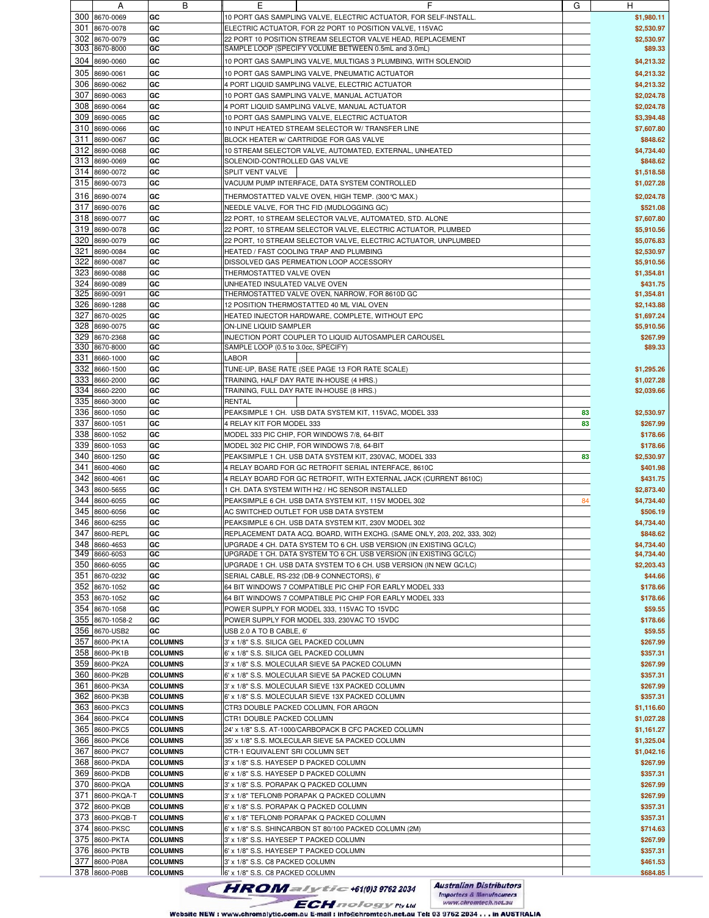| | A | B | E | F | G | H |
|---|---|---|---|---|---|---|
| 300 | 8670-0069 | GC | 10 PORT GAS SAMPLING VALVE, ELECTRIC ACTUATOR, FOR SELF-INSTALL. | | | $1,980.11 |
| 301 | 8670-0078 | GC | ELECTRIC ACTUATOR, FOR 22 PORT 10 POSITION VALVE, 115VAC | | | $2,530.97 |
| 302 | 8670-0079 | GC | 22 PORT 10 POSITION STREAM SELECTOR VALVE HEAD, REPLACEMENT | | | $2,530.97 |
| 303 | 8670-8000 | GC | SAMPLE LOOP (SPECIFY VOLUME BETWEEN 0.5mL and 3.0mL) | | | $89.33 |
| 304 | 8690-0060 | GC | 10 PORT GAS SAMPLING VALVE, MULTIGAS 3 PLUMBING, WITH SOLENOID | | | $4,213.32 |
| 305 | 8690-0061 | GC | 10 PORT GAS SAMPLING VALVE, PNEUMATIC ACTUATOR | | | $4,213.32 |
| 306 | 8690-0062 | GC | 4 PORT LIQUID SAMPLING VALVE, ELECTRIC ACTUATOR | | | $4,213.32 |
| 307 | 8690-0063 | GC | 10 PORT GAS SAMPLING VALVE, MANUAL ACTUATOR | | | $2,024.78 |
| 308 | 8690-0064 | GC | 4 PORT LIQUID SAMPLING VALVE, MANUAL ACTUATOR | | | $2,024.78 |
| 309 | 8690-0065 | GC | 10 PORT GAS SAMPLING VALVE, ELECTRIC ACTUATOR | | | $3,394.48 |
| 310 | 8690-0066 | GC | 10 INPUT HEATED STREAM SELECTOR W/ TRANSFER LINE | | | $7,607.80 |
| 311 | 8690-0067 | GC | BLOCK HEATER w/ CARTRIDGE FOR GAS VALVE | | | $848.62 |
| 312 | 8690-0068 | GC | 10 STREAM SELECTOR VALVE, AUTOMATED, EXTERNAL, UNHEATED | | | $4,734.40 |
| 313 | 8690-0069 | GC | SOLENOID-CONTROLLED GAS VALVE | | | $848.62 |
| 314 | 8690-0072 | GC | SPLIT VENT VALVE | | | $1,518.58 |
| 315 | 8690-0073 | GC | VACUUM PUMP INTERFACE, DATA SYSTEM CONTROLLED | | | $1,027.28 |
| 316 | 8690-0074 | GC | THERMOSTATTED VALVE OVEN, HIGH TEMP. (300℃ MAX.) | | | $2,024.78 |
| 317 | 8690-0076 | GC | NEEDLE VALVE, FOR THC FID (MUDLOGGING GC) | | | $521.08 |
| 318 | 8690-0077 | GC | 22 PORT, 10 STREAM SELECTOR VALVE, AUTOMATED, STD. ALONE | | | $7,607.80 |
| 319 | 8690-0078 | GC | 22 PORT, 10 STREAM SELECTOR VALVE, ELECTRIC ACTUATOR, PLUMBED | | | $5,910.56 |
| 320 | 8690-0079 | GC | 22 PORT, 10 STREAM SELECTOR VALVE, ELECTRIC ACTUATOR, UNPLUMBED | | | $5,076.83 |
| 321 | 8690-0084 | GC | HEATED / FAST COOLING TRAP AND PLUMBING | | | $2,530.97 |
| 322 | 8690-0087 | GC | DISSOLVED GAS PERMEATION LOOP ACCESSORY | | | $5,910.56 |
| 323 | 8690-0088 | GC | THERMOSTATTED VALVE OVEN | | | $1,354.81 |
| 324 | 8690-0089 | GC | UNHEATED INSULATED VALVE OVEN | | | $431.75 |
| 325 | 8690-0091 | GC | THERMOSTATTED VALVE OVEN, NARROW, FOR 8610D GC | | | $1,354.81 |
| 326 | 8690-1288 | GC | 12 POSITION THERMOSTATTED 40 ML VIAL OVEN | | | $2,143.88 |
| 327 | 8670-0025 | GC | HEATED INJECTOR HARDWARE, COMPLETE, WITHOUT EPC | | | $1,697.24 |
| 328 | 8690-0075 | GC | ON-LINE LIQUID SAMPLER | | | $5,910.56 |
| 329 | 8670-2368 | GC | INJECTION PORT COUPLER TO LIQUID AUTOSAMPLER CAROUSEL | | | $267.99 |
| 330 | 8670-8000 | GC | SAMPLE LOOP (0.5 to 3.0cc, SPECIFY) | | | $89.33 |
| 331 | 8660-1000 | GC | LABOR | | | |
| 332 | 8660-1500 | GC | TUNE-UP, BASE RATE (SEE PAGE 13 FOR RATE SCALE) | | | $1,295.26 |
| 333 | 8660-2000 | GC | TRAINING, HALF DAY RATE IN-HOUSE (4 HRS.) | | | $1,027.28 |
| 334 | 8660-2200 | GC | TRAINING, FULL DAY RATE IN-HOUSE (8 HRS.) | | | $2,039.66 |
| 335 | 8660-3000 | GC | RENTAL | | | |
| 336 | 8600-1050 | GC | PEAKSIMPLE 1 CH. USB DATA SYSTEM KIT, 115VAC, MODEL 333 | | 83 | $2,530.97 |
| 337 | 8600-1051 | GC | 4 RELAY KIT FOR MODEL 333 | | 83 | $267.99 |
| 338 | 8600-1052 | GC | MODEL 333 PIC CHIP, FOR WINDOWS 7/8, 64-BIT | | | $178.66 |
| 339 | 8600-1053 | GC | MODEL 302 PIC CHIP, FOR WINDOWS 7/8, 64-BIT | | | $178.66 |
| 340 | 8600-1250 | GC | PEAKSIMPLE 1 CH. USB DATA SYSTEM KIT, 230VAC, MODEL 333 | | 83 | $2,530.97 |
| 341 | 8600-4060 | GC | 4 RELAY BOARD FOR GC RETROFIT SERIAL INTERFACE, 8610C | | | $401.98 |
| 342 | 8600-4061 | GC | 4 RELAY BOARD FOR GC RETROFIT, WITH EXTERNAL JACK (CURRENT 8610C) | | | $431.75 |
| 343 | 8600-5655 | GC | 1 CH. DATA SYSTEM WITH H2 / HC SENSOR INSTALLED | | | $2,873.40 |
| 344 | 8600-6055 | GC | PEAKSIMPLE 6 CH. USB DATA SYSTEM KIT, 115V MODEL 302 | | 84 | $4,734.40 |
| 345 | 8600-6056 | GC | AC SWITCHED OUTLET FOR USB DATA SYSTEM | | | $506.19 |
| 346 | 8600-6255 | GC | PEAKSIMPLE 6 CH. USB DATA SYSTEM KIT, 230V MODEL 302 | | | $4,734.40 |
| 347 | 8600-REPL | GC | REPLACEMENT DATA ACQ. BOARD, WITH EXCHG. (SAME ONLY, 203, 202, 333, 302) | | | $848.62 |
| 348 | 8660-4653 | GC | UPGRADE 4 CH. DATA SYSTEM TO 6 CH. USB VERSION (IN EXISTING GC/LC) | | | $4,734.40 |
| 349 | 8660-6053 | GC | UPGRADE 1 CH. DATA SYSTEM TO 6 CH. USB VERSION (IN EXISTING GC/LC) | | | $4,734.40 |
| 350 | 8660-6055 | GC | UPGRADE 1 CH. USB DATA SYSTEM TO 6 CH. USB VERSION (IN NEW GC/LC) | | | $2,203.43 |
| 351 | 8670-0232 | GC | SERIAL CABLE, RS-232 (DB-9 CONNECTORS), 6' | | | $44.66 |
| 352 | 8670-1052 | GC | 64 BIT WINDOWS 7 COMPATIBLE PIC CHIP FOR EARLY MODEL 333 | | | $178.66 |
| 353 | 8670-1052 | GC | 64 BIT WINDOWS 7 COMPATIBLE PIC CHIP FOR EARLY MODEL 333 | | | $178.66 |
| 354 | 8670-1058 | GC | POWER SUPPLY FOR MODEL 333, 115VAC TO 15VDC | | | $59.55 |
| 355 | 8670-1058-2 | GC | POWER SUPPLY FOR MODEL 333, 230VAC TO 15VDC | | | $178.66 |
| 356 | 8670-USB2 | GC | USB 2.0 A TO B CABLE, 6' | | | $59.55 |
| 357 | 8600-PK1A | COLUMNS | 3' x 1/8" S.S. SILICA GEL PACKED COLUMN | | | $267.99 |
| 358 | 8600-PK1B | COLUMNS | 6' x 1/8" S.S. SILICA GEL PACKED COLUMN | | | $357.31 |
| 359 | 8600-PK2A | COLUMNS | 3' x 1/8" S.S. MOLECULAR SIEVE 5A PACKED COLUMN | | | $267.99 |
| 360 | 8600-PK2B | COLUMNS | 6' x 1/8" S.S. MOLECULAR SIEVE 5A PACKED COLUMN | | | $357.31 |
| 361 | 8600-PK3A | COLUMNS | 3' x 1/8" S.S. MOLECULAR SIEVE 13X PACKED COLUMN | | | $267.99 |
| 362 | 8600-PK3B | COLUMNS | 6' x 1/8" S.S. MOLECULAR SIEVE 13X PACKED COLUMN | | | $357.31 |
| 363 | 8600-PKC3 | COLUMNS | CTR3 DOUBLE PACKED COLUMN, FOR ARGON | | | $1,116.60 |
| 364 | 8600-PKC4 | COLUMNS | CTR1 DOUBLE PACKED COLUMN | | | $1,027.28 |
| 365 | 8600-PKC5 | COLUMNS | 24' x 1/8" S.S. AT-1000/CARBOPACK B CFC PACKED COLUMN | | | $1,161.27 |
| 366 | 8600-PKC6 | COLUMNS | 35' x 1/8" S.S. MOLECULAR SIEVE 5A PACKED COLUMN | | | $1,325.04 |
| 367 | 8600-PKC7 | COLUMNS | CTR-1 EQUIVALENT SRI COLUMN SET | | | $1,042.16 |
| 368 | 8600-PKDA | COLUMNS | 3' x 1/8" S.S. HAYESEP D PACKED COLUMN | | | $267.99 |
| 369 | 8600-PKDB | COLUMNS | 6' x 1/8" S.S. HAYESEP D PACKED COLUMN | | | $357.31 |
| 370 | 8600-PKQA | COLUMNS | 3' x 1/8" S.S. PORAPAK Q PACKED COLUMN | | | $267.99 |
| 371 | 8600-PKQA-T | COLUMNS | 3' x 1/8" TEFLON® PORAPAK Q PACKED COLUMN | | | $267.99 |
| 372 | 8600-PKQB | COLUMNS | 6' x 1/8" S.S. PORAPAK Q PACKED COLUMN | | | $357.31 |
| 373 | 8600-PKQB-T | COLUMNS | 6' x 1/8" TEFLON® PORAPAK Q PACKED COLUMN | | | $357.31 |
| 374 | 8600-PKSC | COLUMNS | 6' x 1/8" S.S. SHINCARBON ST 80/100 PACKED COLUMN (2M) | | | $714.63 |
| 375 | 8600-PKTA | COLUMNS | 3' x 1/8" S.S. HAYESEP T PACKED COLUMN | | | $267.99 |
| 376 | 8600-PKTB | COLUMNS | 6' x 1/8" S.S. HAYESEP T PACKED COLUMN | | | $357.31 |
| 377 | 8600-P08A | COLUMNS | 3' x 1/8" S.S. C8 PACKED COLUMN | | | $461.53 |
| 378 | 8600-P08B | COLUMNS | 6' x 1/8" S.S. C8 PACKED COLUMN | | | $684.85 |

CHROMalytic +61(0)3 9762 2034 TECHnology Pty Ltd — Australian Distributors, Importers & Manufacturers, www.chromtech.net.au

Website NEW : www.chromalytic.com.au E-mail : info@chromtech.net.au Tel: 03 9762 2034 . . . in AUSTRALIA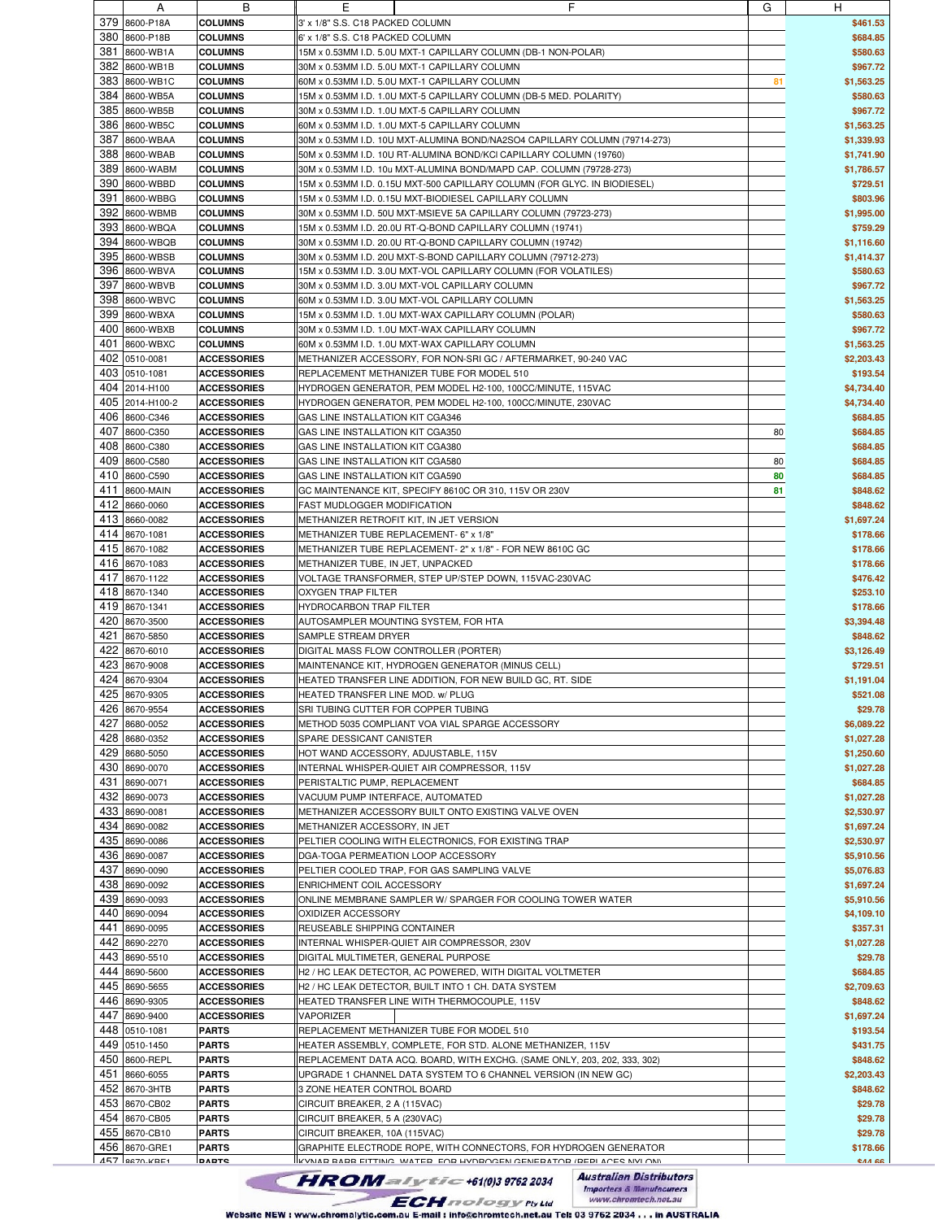| | A | B | E | G | H |
|---|---|---|---|---|---|
| 379 | 8600-P18A | COLUMNS | 3' x 1/8" S.S. C18 PACKED COLUMN | | $461.53 |
| 380 | 8600-P18B | COLUMNS | 6' x 1/8" S.S. C18 PACKED COLUMN | | $684.85 |
| 381 | 8600-WB1A | COLUMNS | 15M x 0.53MM I.D. 5.0U MXT-1 CAPILLARY COLUMN (DB-1 NON-POLAR) | | $580.63 |
| 382 | 8600-WB1B | COLUMNS | 30M x 0.53MM I.D. 5.0U MXT-1 CAPILLARY COLUMN | | $967.72 |
| 383 | 8600-WB1C | COLUMNS | 60M x 0.53MM I.D. 5.0U MXT-1 CAPILLARY COLUMN | 81 | $1,563.25 |
| 384 | 8600-WB5A | COLUMNS | 15M x 0.53MM I.D. 1.0U MXT-5 CAPILLARY COLUMN (DB-5 MED. POLARITY) | | $580.63 |
| 385 | 8600-WB5B | COLUMNS | 30M x 0.53MM I.D. 1.0U MXT-5 CAPILLARY COLUMN | | $967.72 |
| 386 | 8600-WB5C | COLUMNS | 60M x 0.53MM I.D. 1.0U MXT-5 CAPILLARY COLUMN | | $1,563.25 |
| 387 | 8600-WBAA | COLUMNS | 30M x 0.53MM I.D. 10U MXT-ALUMINA BOND/NA2SO4 CAPILLARY COLUMN (79714-273) | | $1,339.93 |
| 388 | 8600-WBAB | COLUMNS | 50M x 0.53MM I.D. 10U RT-ALUMINA BOND/KCl CAPILLARY COLUMN (19760) | | $1,741.90 |
| 389 | 8600-WABM | COLUMNS | 30M x 0.53MM I.D. 10u MXT-ALUMINA BOND/MAPD CAP. COLUMN (79728-273) | | $1,786.57 |
| 390 | 8600-WBBD | COLUMNS | 15M x 0.53MM I.D. 0.15U MXT-500 CAPILLARY COLUMN (FOR GLYC. IN BIODIESEL) | | $729.51 |
| 391 | 8600-WBBG | COLUMNS | 15M x 0.53MM I.D. 0.15U MXT-BIODIESEL CAPILLARY COLUMN | | $803.96 |
| 392 | 8600-WBMB | COLUMNS | 30M x 0.53MM I.D. 50U MXT-MSIEVE 5A CAPILLARY COLUMN (79723-273) | | $1,995.00 |
| 393 | 8600-WBQA | COLUMNS | 15M x 0.53MM I.D. 20.0U RT-Q-BOND CAPILLARY COLUMN (19741) | | $759.29 |
| 394 | 8600-WBQB | COLUMNS | 30M x 0.53MM I.D. 20.0U RT-Q-BOND CAPILLARY COLUMN (19742) | | $1,116.60 |
| 395 | 8600-WBSB | COLUMNS | 30M x 0.53MM I.D. 20U MXT-S-BOND CAPILLARY COLUMN (79712-273) | | $1,414.37 |
| 396 | 8600-WBVA | COLUMNS | 15M x 0.53MM I.D. 3.0U MXT-VOL CAPILLARY COLUMN (FOR VOLATILES) | | $580.63 |
| 397 | 8600-WBVB | COLUMNS | 30M x 0.53MM I.D. 3.0U MXT-VOL CAPILLARY COLUMN | | $967.72 |
| 398 | 8600-WBVC | COLUMNS | 60M x 0.53MM I.D. 3.0U MXT-VOL CAPILLARY COLUMN | | $1,563.25 |
| 399 | 8600-WBXA | COLUMNS | 15M x 0.53MM I.D. 1.0U MXT-WAX CAPILLARY COLUMN (POLAR) | | $580.63 |
| 400 | 8600-WBXB | COLUMNS | 30M x 0.53MM I.D. 1.0U MXT-WAX CAPILLARY COLUMN | | $967.72 |
| 401 | 8600-WBXC | COLUMNS | 60M x 0.53MM I.D. 1.0U MXT-WAX CAPILLARY COLUMN | | $1,563.25 |
| 402 | 0510-0081 | ACCESSORIES | METHANIZER ACCESSORY, FOR NON-SRI GC / AFTERMARKET, 90-240 VAC | | $2,203.43 |
| 403 | 0510-1081 | ACCESSORIES | REPLACEMENT METHANIZER TUBE FOR MODEL 510 | | $193.54 |
| 404 | 2014-H100 | ACCESSORIES | HYDROGEN GENERATOR, PEM MODEL H2-100, 100CC/MINUTE, 115VAC | | $4,734.40 |
| 405 | 2014-H100-2 | ACCESSORIES | HYDROGEN GENERATOR, PEM MODEL H2-100, 100CC/MINUTE, 230VAC | | $4,734.40 |
| 406 | 8600-C346 | ACCESSORIES | GAS LINE INSTALLATION KIT CGA346 | | $684.85 |
| 407 | 8600-C350 | ACCESSORIES | GAS LINE INSTALLATION KIT CGA350 | 80 | $684.85 |
| 408 | 8600-C380 | ACCESSORIES | GAS LINE INSTALLATION KIT CGA380 | | $684.85 |
| 409 | 8600-C580 | ACCESSORIES | GAS LINE INSTALLATION KIT CGA580 | 80 | $684.85 |
| 410 | 8600-C590 | ACCESSORIES | GAS LINE INSTALLATION KIT CGA590 | 80 | $684.85 |
| 411 | 8600-MAIN | ACCESSORIES | GC MAINTENANCE KIT, SPECIFY 8610C OR 310, 115V OR 230V | 81 | $848.62 |
| 412 | 8660-0060 | ACCESSORIES | FAST MUDLOGGER MODIFICATION | | $848.62 |
| 413 | 8660-0082 | ACCESSORIES | METHANIZER RETROFIT KIT, IN JET VERSION | | $1,697.24 |
| 414 | 8670-1081 | ACCESSORIES | METHANIZER TUBE REPLACEMENT- 6" x 1/8" | | $178.66 |
| 415 | 8670-1082 | ACCESSORIES | METHANIZER TUBE REPLACEMENT- 2" x 1/8" - FOR NEW 8610C GC | | $178.66 |
| 416 | 8670-1083 | ACCESSORIES | METHANIZER TUBE, IN JET, UNPACKED | | $178.66 |
| 417 | 8670-1122 | ACCESSORIES | VOLTAGE TRANSFORMER, STEP UP/STEP DOWN, 115VAC-230VAC | | $476.42 |
| 418 | 8670-1340 | ACCESSORIES | OXYGEN TRAP FILTER | | $253.10 |
| 419 | 8670-1341 | ACCESSORIES | HYDROCARBON TRAP FILTER | | $178.66 |
| 420 | 8670-3500 | ACCESSORIES | AUTOSAMPLER MOUNTING SYSTEM, FOR HTA | | $3,394.48 |
| 421 | 8670-5850 | ACCESSORIES | SAMPLE STREAM DRYER | | $848.62 |
| 422 | 8670-6010 | ACCESSORIES | DIGITAL MASS FLOW CONTROLLER (PORTER) | | $3,126.49 |
| 423 | 8670-9008 | ACCESSORIES | MAINTENANCE KIT, HYDROGEN GENERATOR (MINUS CELL) | | $729.51 |
| 424 | 8670-9304 | ACCESSORIES | HEATED TRANSFER LINE ADDITION, FOR NEW BUILD GC, RT. SIDE | | $1,191.04 |
| 425 | 8670-9305 | ACCESSORIES | HEATED TRANSFER LINE MOD. w/ PLUG | | $521.08 |
| 426 | 8670-9554 | ACCESSORIES | SRI TUBING CUTTER FOR COPPER TUBING | | $29.78 |
| 427 | 8680-0052 | ACCESSORIES | METHOD 5035 COMPLIANT VOA VIAL SPARGE ACCESSORY | | $6,089.22 |
| 428 | 8680-0352 | ACCESSORIES | SPARE DESSICANT CANISTER | | $1,027.28 |
| 429 | 8680-5050 | ACCESSORIES | HOT WAND ACCESSORY, ADJUSTABLE, 115V | | $1,250.60 |
| 430 | 8690-0070 | ACCESSORIES | INTERNAL WHISPER-QUIET AIR COMPRESSOR, 115V | | $1,027.28 |
| 431 | 8690-0071 | ACCESSORIES | PERISTALTIC PUMP, REPLACEMENT | | $684.85 |
| 432 | 8690-0073 | ACCESSORIES | VACUUM PUMP INTERFACE, AUTOMATED | | $1,027.28 |
| 433 | 8690-0081 | ACCESSORIES | METHANIZER ACCESSORY BUILT ONTO EXISTING VALVE OVEN | | $2,530.97 |
| 434 | 8690-0082 | ACCESSORIES | METHANIZER ACCESSORY, IN JET | | $1,697.24 |
| 435 | 8690-0086 | ACCESSORIES | PELTIER COOLING WITH ELECTRONICS, FOR EXISTING TRAP | | $2,530.97 |
| 436 | 8690-0087 | ACCESSORIES | DGA-TOGA PERMEATION LOOP ACCESSORY | | $5,910.56 |
| 437 | 8690-0090 | ACCESSORIES | PELTIER COOLED TRAP, FOR GAS SAMPLING VALVE | | $5,076.83 |
| 438 | 8690-0092 | ACCESSORIES | ENRICHMENT COIL ACCESSORY | | $1,697.24 |
| 439 | 8690-0093 | ACCESSORIES | ONLINE MEMBRANE SAMPLER W/ SPARGER FOR COOLING TOWER WATER | | $5,910.56 |
| 440 | 8690-0094 | ACCESSORIES | OXIDIZER ACCESSORY | | $4,109.10 |
| 441 | 8690-0095 | ACCESSORIES | REUSEABLE SHIPPING CONTAINER | | $357.31 |
| 442 | 8690-2270 | ACCESSORIES | INTERNAL WHISPER-QUIET AIR COMPRESSOR, 230V | | $1,027.28 |
| 443 | 8690-5510 | ACCESSORIES | DIGITAL MULTIMETER, GENERAL PURPOSE | | $29.78 |
| 444 | 8690-5600 | ACCESSORIES | H2 / HC LEAK DETECTOR, AC POWERED, WITH DIGITAL VOLTMETER | | $684.85 |
| 445 | 8690-5655 | ACCESSORIES | H2 / HC LEAK DETECTOR, BUILT INTO 1 CH. DATA SYSTEM | | $2,709.63 |
| 446 | 8690-9305 | ACCESSORIES | HEATED TRANSFER LINE WITH THERMOCOUPLE, 115V | | $848.62 |
| 447 | 8690-9400 | ACCESSORIES | VAPORIZER | | $1,697.24 |
| 448 | 0510-1081 | PARTS | REPLACEMENT METHANIZER TUBE FOR MODEL 510 | | $193.54 |
| 449 | 0510-1450 | PARTS | HEATER ASSEMBLY, COMPLETE, FOR STD. ALONE METHANIZER, 115V | | $431.75 |
| 450 | 8600-REPL | PARTS | REPLACEMENT DATA ACQ. BOARD, WITH EXCHG. (SAME ONLY, 203, 202, 333, 302) | | $848.62 |
| 451 | 8660-6055 | PARTS | UPGRADE 1 CHANNEL DATA SYSTEM TO 6 CHANNEL VERSION (IN NEW GC) | | $2,203.43 |
| 452 | 8670-3HTB | PARTS | 3 ZONE HEATER CONTROL BOARD | | $848.62 |
| 453 | 8670-CB02 | PARTS | CIRCUIT BREAKER, 2 A (115VAC) | | $29.78 |
| 454 | 8670-CB05 | PARTS | CIRCUIT BREAKER, 5 A (230VAC) | | $29.78 |
| 455 | 8670-CB10 | PARTS | CIRCUIT BREAKER, 10A (115VAC) | | $29.78 |
| 456 | 8670-GRE1 | PARTS | GRAPHITE ELECTRODE ROPE, WITH CONNECTORS, FOR HYDROGEN GENERATOR | | $178.66 |
| 457 | 8670-KBF1 | PARTS | KYNAR BARB FITTING, WATER, FOR HYDROGEN GENERATOR (REPLACES NYLON) | | $44.66 |

CHROMalytic +61(0)3 9762 2034 TECHnology Pty Ltd — Australian Distributors, Importers & Manufacturers, www.chromtech.net.au

Website NEW : www.chromalytic.com.au E-mail : info@chromtech.net.au Tel: 03 9762 2034 . . . in AUSTRALIA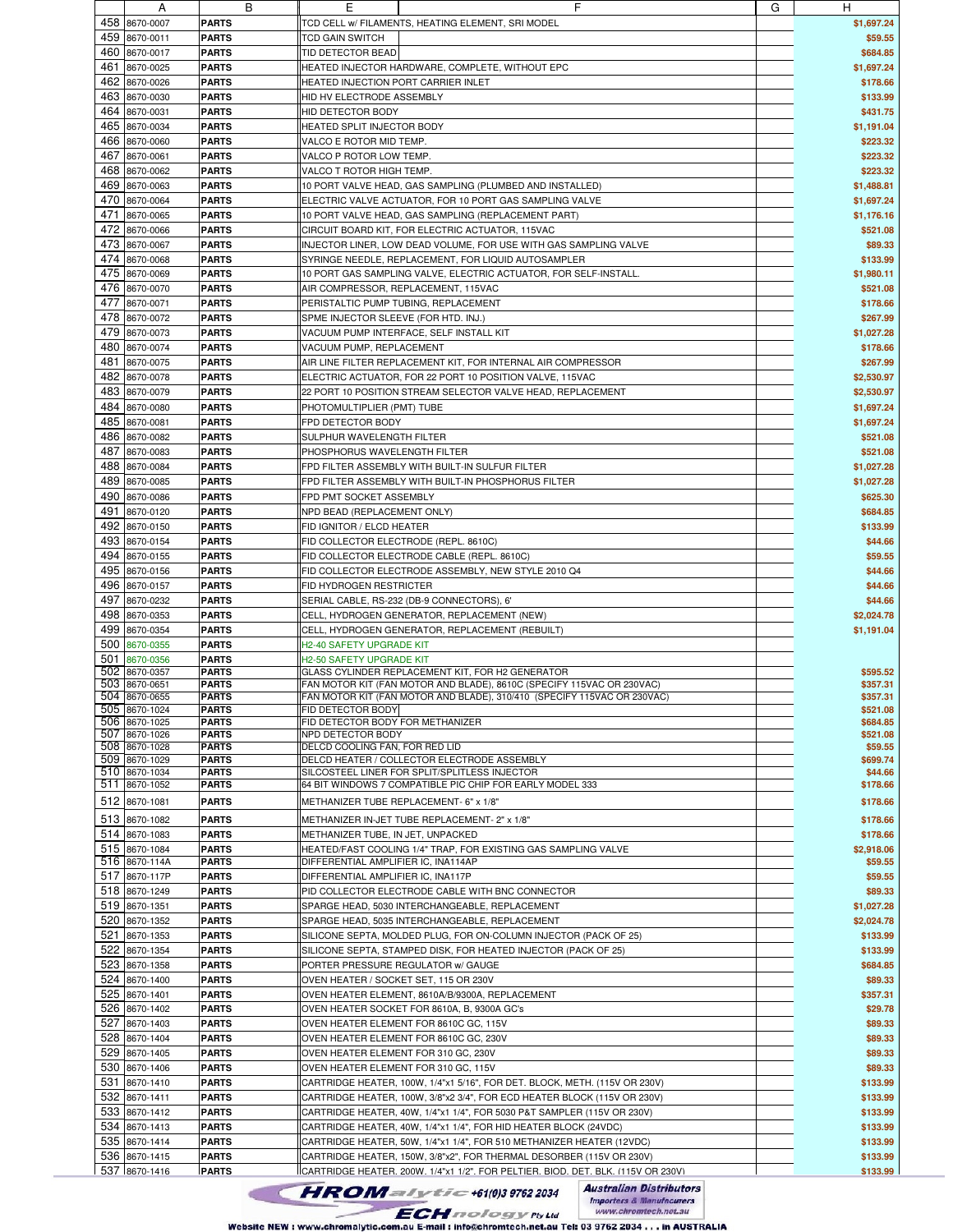| | A | B | E | F | G | H |
|---|---|---|---|---|---|---|
| 458 | 8670-0007 | PARTS | TCD CELL w/ FILAMENTS, HEATING ELEMENT, SRI MODEL | | | $1,697.24 |
| 459 | 8670-0011 | PARTS | TCD GAIN SWITCH | | | $59.55 |
| 460 | 8670-0017 | PARTS | TID DETECTOR BEAD | | | $684.85 |
| 461 | 8670-0025 | PARTS | HEATED INJECTOR HARDWARE, COMPLETE, WITHOUT EPC | | | $1,697.24 |
| 462 | 8670-0026 | PARTS | HEATED INJECTION PORT CARRIER INLET | | | $178.66 |
| 463 | 8670-0030 | PARTS | HID HV ELECTRODE ASSEMBLY | | | $133.99 |
| 464 | 8670-0031 | PARTS | HID DETECTOR BODY | | | $431.75 |
| 465 | 8670-0034 | PARTS | HEATED SPLIT INJECTOR BODY | | | $1,191.04 |
| 466 | 8670-0060 | PARTS | VALCO E ROTOR MID TEMP. | | | $223.32 |
| 467 | 8670-0061 | PARTS | VALCO P ROTOR LOW TEMP. | | | $223.32 |
| 468 | 8670-0062 | PARTS | VALCO T ROTOR HIGH TEMP. | | | $223.32 |
| 469 | 8670-0063 | PARTS | 10 PORT VALVE HEAD, GAS SAMPLING (PLUMBED AND INSTALLED) | | | $1,488.81 |
| 470 | 8670-0064 | PARTS | ELECTRIC VALVE ACTUATOR, FOR 10 PORT GAS SAMPLING VALVE | | | $1,697.24 |
| 471 | 8670-0065 | PARTS | 10 PORT VALVE HEAD, GAS SAMPLING (REPLACEMENT PART) | | | $1,176.16 |
| 472 | 8670-0066 | PARTS | CIRCUIT BOARD KIT, FOR ELECTRIC ACTUATOR, 115VAC | | | $521.08 |
| 473 | 8670-0067 | PARTS | INJECTOR LINER, LOW DEAD VOLUME, FOR USE WITH GAS SAMPLING VALVE | | | $89.33 |
| 474 | 8670-0068 | PARTS | SYRINGE NEEDLE, REPLACEMENT, FOR LIQUID AUTOSAMPLER | | | $133.99 |
| 475 | 8670-0069 | PARTS | 10 PORT GAS SAMPLING VALVE, ELECTRIC ACTUATOR, FOR SELF-INSTALL. | | | $1,980.11 |
| 476 | 8670-0070 | PARTS | AIR COMPRESSOR, REPLACEMENT, 115VAC | | | $521.08 |
| 477 | 8670-0071 | PARTS | PERISTALTIC PUMP TUBING, REPLACEMENT | | | $178.66 |
| 478 | 8670-0072 | PARTS | SPME INJECTOR SLEEVE (FOR HTD. INJ.) | | | $267.99 |
| 479 | 8670-0073 | PARTS | VACUUM PUMP INTERFACE, SELF INSTALL KIT | | | $1,027.28 |
| 480 | 8670-0074 | PARTS | VACUUM PUMP, REPLACEMENT | | | $178.66 |
| 481 | 8670-0075 | PARTS | AIR LINE FILTER REPLACEMENT KIT, FOR INTERNAL AIR COMPRESSOR | | | $267.99 |
| 482 | 8670-0078 | PARTS | ELECTRIC ACTUATOR, FOR 22 PORT 10 POSITION VALVE, 115VAC | | | $2,530.97 |
| 483 | 8670-0079 | PARTS | 22 PORT 10 POSITION STREAM SELECTOR VALVE HEAD, REPLACEMENT | | | $2,530.97 |
| 484 | 8670-0080 | PARTS | PHOTOMULTIPLIER (PMT) TUBE | | | $1,697.24 |
| 485 | 8670-0081 | PARTS | FPD DETECTOR BODY | | | $1,697.24 |
| 486 | 8670-0082 | PARTS | SULPHUR WAVELENGTH FILTER | | | $521.08 |
| 487 | 8670-0083 | PARTS | PHOSPHORUS WAVELENGTH FILTER | | | $521.08 |
| 488 | 8670-0084 | PARTS | FPD FILTER ASSEMBLY WITH BUILT-IN SULFUR FILTER | | | $1,027.28 |
| 489 | 8670-0085 | PARTS | FPD FILTER ASSEMBLY WITH BUILT-IN PHOSPHORUS FILTER | | | $1,027.28 |
| 490 | 8670-0086 | PARTS | FPD PMT SOCKET ASSEMBLY | | | $625.30 |
| 491 | 8670-0120 | PARTS | NPD BEAD (REPLACEMENT ONLY) | | | $684.85 |
| 492 | 8670-0150 | PARTS | FID IGNITOR / ELCD HEATER | | | $133.99 |
| 493 | 8670-0154 | PARTS | FID COLLECTOR ELECTRODE (REPL. 8610C) | | | $44.66 |
| 494 | 8670-0155 | PARTS | FID COLLECTOR ELECTRODE CABLE (REPL. 8610C) | | | $59.55 |
| 495 | 8670-0156 | PARTS | FID COLLECTOR ELECTRODE ASSEMBLY, NEW STYLE 2010 Q4 | | | $44.66 |
| 496 | 8670-0157 | PARTS | FID HYDROGEN RESTRICTER | | | $44.66 |
| 497 | 8670-0232 | PARTS | SERIAL CABLE, RS-232 (DB-9 CONNECTORS), 6' | | | $44.66 |
| 498 | 8670-0353 | PARTS | CELL, HYDROGEN GENERATOR, REPLACEMENT (NEW) | | | $2,024.78 |
| 499 | 8670-0354 | PARTS | CELL, HYDROGEN GENERATOR, REPLACEMENT (REBUILT) | | | $1,191.04 |
| 500 | 8670-0355 | PARTS | H2-40 SAFETY UPGRADE KIT | | | |
| 501 | 8670-0356 | PARTS | H2-50 SAFETY UPGRADE KIT | | | |
| 502 | 8670-0357 | PARTS | GLASS CYLINDER REPLACEMENT KIT, FOR H2 GENERATOR | | | $595.52 |
| 503 | 8670-0651 | PARTS | FAN MOTOR KIT (FAN MOTOR AND BLADE), 8610C (SPECIFY 115VAC OR 230VAC) | | | $357.31 |
| 504 | 8670-0655 | PARTS | FAN MOTOR KIT (FAN MOTOR AND BLADE), 310/410 (SPECIFY 115VAC OR 230VAC) | | | $357.31 |
| 505 | 8670-1024 | PARTS | FID DETECTOR BODY | | | $521.08 |
| 506 | 8670-1025 | PARTS | FID DETECTOR BODY FOR METHANIZER | | | $684.85 |
| 507 | 8670-1026 | PARTS | NPD DETECTOR BODY | | | $521.08 |
| 508 | 8670-1028 | PARTS | DELCD COOLING FAN, FOR RED LID | | | $59.55 |
| 509 | 8670-1029 | PARTS | DELCD HEATER / COLLECTOR ELECTRODE ASSEMBLY | | | $699.74 |
| 510 | 8670-1034 | PARTS | SILCOSTEEL LINER FOR SPLIT/SPLITLESS INJECTOR | | | $44.66 |
| 511 | 8670-1052 | PARTS | 64 BIT WINDOWS 7 COMPATIBLE PIC CHIP FOR EARLY MODEL 333 | | | $178.66 |
| 512 | 8670-1081 | PARTS | METHANIZER TUBE REPLACEMENT- 6" x 1/8" | | | $178.66 |
| 513 | 8670-1082 | PARTS | METHANIZER IN-JET TUBE REPLACEMENT- 2" x 1/8" | | | $178.66 |
| 514 | 8670-1083 | PARTS | METHANIZER TUBE, IN JET, UNPACKED | | | $178.66 |
| 515 | 8670-1084 | PARTS | HEATED/FAST COOLING 1/4" TRAP, FOR EXISTING GAS SAMPLING VALVE | | | $2,918.06 |
| 516 | 8670-114A | PARTS | DIFFERENTIAL AMPLIFIER IC, INA114AP | | | $59.55 |
| 517 | 8670-117P | PARTS | DIFFERENTIAL AMPLIFIER IC, INA117P | | | $59.55 |
| 518 | 8670-1249 | PARTS | PID COLLECTOR ELECTRODE CABLE WITH BNC CONNECTOR | | | $89.33 |
| 519 | 8670-1351 | PARTS | SPARGE HEAD, 5030 INTERCHANGEABLE, REPLACEMENT | | | $1,027.28 |
| 520 | 8670-1352 | PARTS | SPARGE HEAD, 5035 INTERCHANGEABLE, REPLACEMENT | | | $2,024.78 |
| 521 | 8670-1353 | PARTS | SILICONE SEPTA, MOLDED PLUG, FOR ON-COLUMN INJECTOR (PACK OF 25) | | | $133.99 |
| 522 | 8670-1354 | PARTS | SILICONE SEPTA, STAMPED DISK, FOR HEATED INJECTOR (PACK OF 25) | | | $133.99 |
| 523 | 8670-1358 | PARTS | PORTER PRESSURE REGULATOR w/ GAUGE | | | $684.85 |
| 524 | 8670-1400 | PARTS | OVEN HEATER / SOCKET SET, 115 OR 230V | | | $89.33 |
| 525 | 8670-1401 | PARTS | OVEN HEATER ELEMENT, 8610A/B/9300A, REPLACEMENT | | | $357.31 |
| 526 | 8670-1402 | PARTS | OVEN HEATER SOCKET FOR 8610A, B, 9300A GC's | | | $29.78 |
| 527 | 8670-1403 | PARTS | OVEN HEATER ELEMENT FOR 8610C GC, 115V | | | $89.33 |
| 528 | 8670-1404 | PARTS | OVEN HEATER ELEMENT FOR 8610C GC, 230V | | | $89.33 |
| 529 | 8670-1405 | PARTS | OVEN HEATER ELEMENT FOR 310 GC, 230V | | | $89.33 |
| 530 | 8670-1406 | PARTS | OVEN HEATER ELEMENT FOR 310 GC, 115V | | | $89.33 |
| 531 | 8670-1410 | PARTS | CARTRIDGE HEATER, 100W, 1/4"x1 5/16", FOR DET. BLOCK, METH. (115V OR 230V) | | | $133.99 |
| 532 | 8670-1411 | PARTS | CARTRIDGE HEATER, 100W, 3/8"x2 3/4", FOR ECD HEATER BLOCK (115V OR 230V) | | | $133.99 |
| 533 | 8670-1412 | PARTS | CARTRIDGE HEATER, 40W, 1/4"x1 1/4", FOR 5030 P&T SAMPLER (115V OR 230V) | | | $133.99 |
| 534 | 8670-1413 | PARTS | CARTRIDGE HEATER, 40W, 1/4"x1 1/4", FOR HID HEATER BLOCK (24VDC) | | | $133.99 |
| 535 | 8670-1414 | PARTS | CARTRIDGE HEATER, 50W, 1/4"x1 1/4", FOR 510 METHANIZER HEATER (12VDC) | | | $133.99 |
| 536 | 8670-1415 | PARTS | CARTRIDGE HEATER, 150W, 3/8"x2", FOR THERMAL DESORBER (115V OR 230V) | | | $133.99 |
| 537 | 8670-1416 | PARTS | CARTRIDGE HEATER, 200W, 1/4"x1 1/2", FOR PELTIER, BIOD. DET. BLK. (115V OR 230V) | | | $133.99 |

CHROMalytic +61(0)3 9762 2034 TECHnology Pty Ltd — Australian Distributors, Importers & Manufacturers www.chromtech.net.au

Website NEW : www.chromalytic.com.au E-mail : info@chromtech.net.au Tel: 03 9762 2034 . . . in AUSTRALIA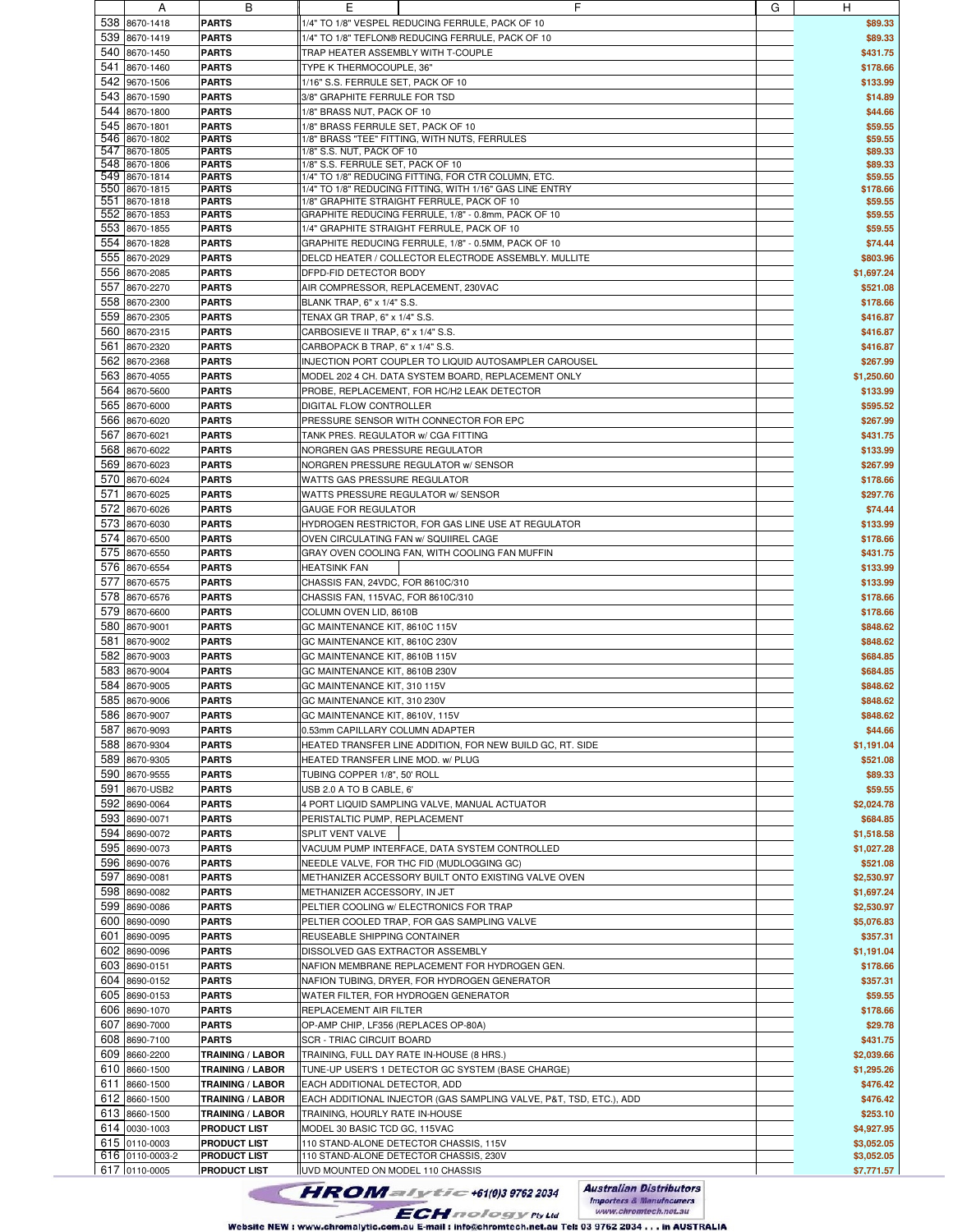| | A | B | E | F | G | H |
|---|---|---|---|---|---|---|
| 538 | 8670-1418 | PARTS | 1/4" TO 1/8" VESPEL REDUCING FERRULE, PACK OF 10 | | | $89.33 |
| 539 | 8670-1419 | PARTS | 1/4" TO 1/8" TEFLON® REDUCING FERRULE, PACK OF 10 | | | $89.33 |
| 540 | 8670-1450 | PARTS | TRAP HEATER ASSEMBLY WITH T-COUPLE | | | $431.75 |
| 541 | 8670-1460 | PARTS | TYPE K THERMOCOUPLE, 36" | | | $178.66 |
| 542 | 9670-1506 | PARTS | 1/16" S.S. FERRULE SET, PACK OF 10 | | | $133.99 |
| 543 | 8670-1590 | PARTS | 3/8" GRAPHITE FERRULE FOR TSD | | | $14.89 |
| 544 | 8670-1800 | PARTS | 1/8" BRASS NUT, PACK OF 10 | | | $44.66 |
| 545 | 8670-1801 | PARTS | 1/8" BRASS FERRULE SET, PACK OF 10 | | | $59.55 |
| 546 | 8670-1802 | PARTS | 1/8" BRASS "TEE" FITTING, WITH NUTS, FERRULES | | | $59.55 |
| 547 | 8670-1805 | PARTS | 1/8" S.S. NUT, PACK OF 10 | | | $89.33 |
| 548 | 8670-1806 | PARTS | 1/8" S.S. FERRULE SET, PACK OF 10 | | | $89.33 |
| 549 | 8670-1814 | PARTS | 1/4" TO 1/8" REDUCING FITTING, FOR CTR COLUMN, ETC. | | | $59.55 |
| 550 | 8670-1815 | PARTS | 1/4" TO 1/8" REDUCING FITTING, WITH 1/16" GAS LINE ENTRY | | | $178.66 |
| 551 | 8670-1818 | PARTS | 1/8" GRAPHITE STRAIGHT FERRULE, PACK OF 10 | | | $59.55 |
| 552 | 8670-1853 | PARTS | GRAPHITE REDUCING FERRULE, 1/8" - 0.8mm, PACK OF 10 | | | $59.55 |
| 553 | 8670-1855 | PARTS | 1/4" GRAPHITE STRAIGHT FERRULE, PACK OF 10 | | | $59.55 |
| 554 | 8670-1828 | PARTS | GRAPHITE REDUCING FERRULE, 1/8" - 0.5MM, PACK OF 10 | | | $74.44 |
| 555 | 8670-2029 | PARTS | DELCD HEATER / COLLECTOR ELECTRODE ASSEMBLY. MULLITE | | | $803.96 |
| 556 | 8670-2085 | PARTS | DFPD-FID DETECTOR BODY | | | $1,697.24 |
| 557 | 8670-2270 | PARTS | AIR COMPRESSOR, REPLACEMENT, 230VAC | | | $521.08 |
| 558 | 8670-2300 | PARTS | BLANK TRAP, 6" x 1/4" S.S. | | | $178.66 |
| 559 | 8670-2305 | PARTS | TENAX GR TRAP, 6" x 1/4" S.S. | | | $416.87 |
| 560 | 8670-2315 | PARTS | CARBOSIEVE II TRAP, 6" x 1/4" S.S. | | | $416.87 |
| 561 | 8670-2320 | PARTS | CARBOPACK B TRAP, 6" x 1/4" S.S. | | | $416.87 |
| 562 | 8670-2368 | PARTS | INJECTION PORT COUPLER TO LIQUID AUTOSAMPLER CAROUSEL | | | $267.99 |
| 563 | 8670-4055 | PARTS | MODEL 202 4 CH. DATA SYSTEM BOARD, REPLACEMENT ONLY | | | $1,250.60 |
| 564 | 8670-5600 | PARTS | PROBE, REPLACEMENT, FOR HC/H2 LEAK DETECTOR | | | $133.99 |
| 565 | 8670-6000 | PARTS | DIGITAL FLOW CONTROLLER | | | $595.52 |
| 566 | 8670-6020 | PARTS | PRESSURE SENSOR WITH CONNECTOR FOR EPC | | | $267.99 |
| 567 | 8670-6021 | PARTS | TANK PRES. REGULATOR w/ CGA FITTING | | | $431.75 |
| 568 | 8670-6022 | PARTS | NORGREN GAS PRESSURE REGULATOR | | | $133.99 |
| 569 | 8670-6023 | PARTS | NORGREN PRESSURE REGULATOR w/ SENSOR | | | $267.99 |
| 570 | 8670-6024 | PARTS | WATTS GAS PRESSURE REGULATOR | | | $178.66 |
| 571 | 8670-6025 | PARTS | WATTS PRESSURE REGULATOR w/ SENSOR | | | $297.76 |
| 572 | 8670-6026 | PARTS | GAUGE FOR REGULATOR | | | $74.44 |
| 573 | 8670-6030 | PARTS | HYDROGEN RESTRICTOR, FOR GAS LINE USE AT REGULATOR | | | $133.99 |
| 574 | 8670-6500 | PARTS | OVEN CIRCULATING FAN w/ SQUIIREL CAGE | | | $178.66 |
| 575 | 8670-6550 | PARTS | GRAY OVEN COOLING FAN, WITH COOLING FAN MUFFIN | | | $431.75 |
| 576 | 8670-6554 | PARTS | HEATSINK FAN | | | $133.99 |
| 577 | 8670-6575 | PARTS | CHASSIS FAN, 24VDC, FOR 8610C/310 | | | $133.99 |
| 578 | 8670-6576 | PARTS | CHASSIS FAN, 115VAC, FOR 8610C/310 | | | $178.66 |
| 579 | 8670-6600 | PARTS | COLUMN OVEN LID, 8610B | | | $178.66 |
| 580 | 8670-9001 | PARTS | GC MAINTENANCE KIT, 8610C 115V | | | $848.62 |
| 581 | 8670-9002 | PARTS | GC MAINTENANCE KIT, 8610C 230V | | | $848.62 |
| 582 | 8670-9003 | PARTS | GC MAINTENANCE KIT, 8610B 115V | | | $684.85 |
| 583 | 8670-9004 | PARTS | GC MAINTENANCE KIT, 8610B 230V | | | $684.85 |
| 584 | 8670-9005 | PARTS | GC MAINTENANCE KIT, 310 115V | | | $848.62 |
| 585 | 8670-9006 | PARTS | GC MAINTENANCE KIT, 310 230V | | | $848.62 |
| 586 | 8670-9007 | PARTS | GC MAINTENANCE KIT, 8610V, 115V | | | $848.62 |
| 587 | 8670-9093 | PARTS | 0.53mm CAPILLARY COLUMN ADAPTER | | | $44.66 |
| 588 | 8670-9304 | PARTS | HEATED TRANSFER LINE ADDITION, FOR NEW BUILD GC, RT. SIDE | | | $1,191.04 |
| 589 | 8670-9305 | PARTS | HEATED TRANSFER LINE MOD. w/ PLUG | | | $521.08 |
| 590 | 8670-9555 | PARTS | TUBING COPPER 1/8", 50' ROLL | | | $89.33 |
| 591 | 8670-USB2 | PARTS | USB 2.0 A TO B CABLE, 6' | | | $59.55 |
| 592 | 8690-0064 | PARTS | 4 PORT LIQUID SAMPLING VALVE, MANUAL ACTUATOR | | | $2,024.78 |
| 593 | 8690-0071 | PARTS | PERISTALTIC PUMP, REPLACEMENT | | | $684.85 |
| 594 | 8690-0072 | PARTS | SPLIT VENT VALVE | | | $1,518.58 |
| 595 | 8690-0073 | PARTS | VACUUM PUMP INTERFACE, DATA SYSTEM CONTROLLED | | | $1,027.28 |
| 596 | 8690-0076 | PARTS | NEEDLE VALVE, FOR THC FID (MUDLOGGING GC) | | | $521.08 |
| 597 | 8690-0081 | PARTS | METHANIZER ACCESSORY BUILT ONTO EXISTING VALVE OVEN | | | $2,530.97 |
| 598 | 8690-0082 | PARTS | METHANIZER ACCESSORY, IN JET | | | $1,697.24 |
| 599 | 8690-0086 | PARTS | PELTIER COOLING w/ ELECTRONICS FOR TRAP | | | $2,530.97 |
| 600 | 8690-0090 | PARTS | PELTIER COOLED TRAP, FOR GAS SAMPLING VALVE | | | $5,076.83 |
| 601 | 8690-0095 | PARTS | REUSEABLE SHIPPING CONTAINER | | | $357.31 |
| 602 | 8690-0096 | PARTS | DISSOLVED GAS EXTRACTOR ASSEMBLY | | | $1,191.04 |
| 603 | 8690-0151 | PARTS | NAFION MEMBRANE REPLACEMENT FOR HYDROGEN GEN. | | | $178.66 |
| 604 | 8690-0152 | PARTS | NAFION TUBING, DRYER, FOR HYDROGEN GENERATOR | | | $357.31 |
| 605 | 8690-0153 | PARTS | WATER FILTER, FOR HYDROGEN GENERATOR | | | $59.55 |
| 606 | 8690-1070 | PARTS | REPLACEMENT AIR FILTER | | | $178.66 |
| 607 | 8690-7000 | PARTS | OP-AMP CHIP, LF356 (REPLACES OP-80A) | | | $29.78 |
| 608 | 8690-7100 | PARTS | SCR - TRIAC CIRCUIT BOARD | | | $431.75 |
| 609 | 8660-2200 | TRAINING / LABOR | TRAINING, FULL DAY RATE IN-HOUSE (8 HRS.) | | | $2,039.66 |
| 610 | 8660-1500 | TRAINING / LABOR | TUNE-UP USER'S 1 DETECTOR GC SYSTEM (BASE CHARGE) | | | $1,295.26 |
| 611 | 8660-1500 | TRAINING / LABOR | EACH ADDITIONAL DETECTOR, ADD | | | $476.42 |
| 612 | 8660-1500 | TRAINING / LABOR | EACH ADDITIONAL INJECTOR (GAS SAMPLING VALVE, P&T, TSD, ETC.), ADD | | | $476.42 |
| 613 | 8660-1500 | TRAINING / LABOR | TRAINING, HOURLY RATE IN-HOUSE | | | $253.10 |
| 614 | 0030-1003 | PRODUCT LIST | MODEL 30 BASIC TCD GC, 115VAC | | | $4,927.95 |
| 615 | 0110-0003 | PRODUCT LIST | 110 STAND-ALONE DETECTOR CHASSIS, 115V | | | $3,052.05 |
| 616 | 0110-0003-2 | PRODUCT LIST | 110 STAND-ALONE DETECTOR CHASSIS, 230V | | | $3,052.05 |
| 617 | 0110-0005 | PRODUCT LIST | UVD MOUNTED ON MODEL 110 CHASSIS | | | $7,771.57 |

CHROMalytic +61(0)3 9762 2034 TECHnology Pty Ltd — Australian Distributors Importers & Manufacturers www.chromtech.net.au

Website NEW : www.chromalytic.com.au E-mail : info@chromtech.net.au Tel: 03 9762 2034 . . . in AUSTRALIA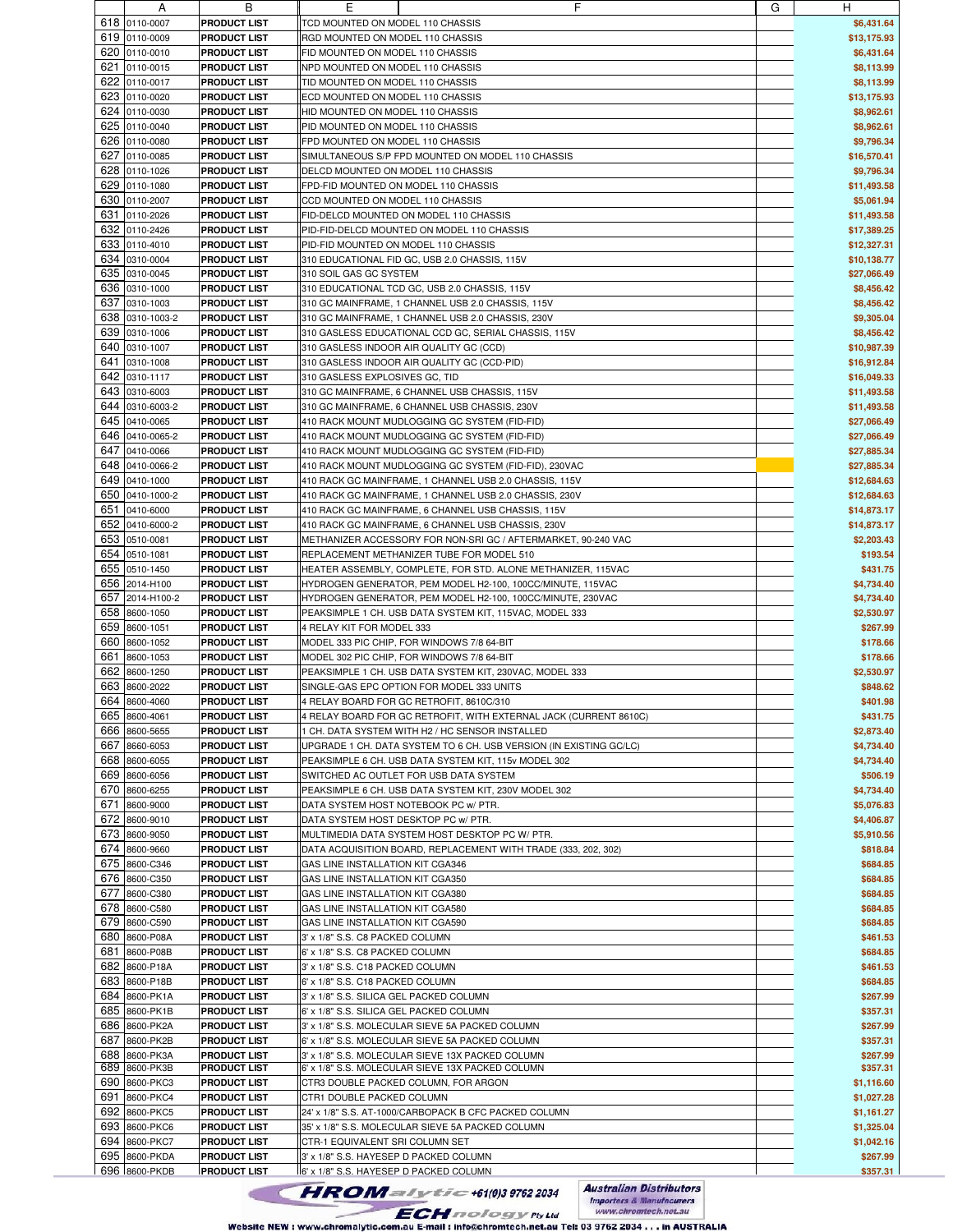| | A | B | E | F | G | H |
|---|---|---|---|---|---|---|
| 618 | 0110-0007 | PRODUCT LIST | TCD MOUNTED ON MODEL 110 CHASSIS | | | $6,431.64 |
| 619 | 0110-0009 | PRODUCT LIST | RGD MOUNTED ON MODEL 110 CHASSIS | | | $13,175.93 |
| 620 | 0110-0010 | PRODUCT LIST | FID MOUNTED ON MODEL 110 CHASSIS | | | $6,431.64 |
| 621 | 0110-0015 | PRODUCT LIST | NPD MOUNTED ON MODEL 110 CHASSIS | | | $8,113.99 |
| 622 | 0110-0017 | PRODUCT LIST | TID MOUNTED ON MODEL 110 CHASSIS | | | $8,113.99 |
| 623 | 0110-0020 | PRODUCT LIST | ECD MOUNTED ON MODEL 110 CHASSIS | | | $13,175.93 |
| 624 | 0110-0030 | PRODUCT LIST | HID MOUNTED ON MODEL 110 CHASSIS | | | $8,962.61 |
| 625 | 0110-0040 | PRODUCT LIST | PID MOUNTED ON MODEL 110 CHASSIS | | | $8,962.61 |
| 626 | 0110-0080 | PRODUCT LIST | FPD MOUNTED ON MODEL 110 CHASSIS | | | $9,796.34 |
| 627 | 0110-0085 | PRODUCT LIST | SIMULTANEOUS S/P FPD MOUNTED ON MODEL 110 CHASSIS | | | $16,570.41 |
| 628 | 0110-1026 | PRODUCT LIST | DELCD MOUNTED ON MODEL 110 CHASSIS | | | $9,796.34 |
| 629 | 0110-1080 | PRODUCT LIST | FPD-FID MOUNTED ON MODEL 110 CHASSIS | | | $11,493.58 |
| 630 | 0110-2007 | PRODUCT LIST | CCD MOUNTED ON MODEL 110 CHASSIS | | | $5,061.94 |
| 631 | 0110-2026 | PRODUCT LIST | FID-DELCD MOUNTED ON MODEL 110 CHASSIS | | | $11,493.58 |
| 632 | 0110-2426 | PRODUCT LIST | PID-FID-DELCD MOUNTED ON MODEL 110 CHASSIS | | | $17,389.25 |
| 633 | 0110-4010 | PRODUCT LIST | PID-FID MOUNTED ON MODEL 110 CHASSIS | | | $12,327.31 |
| 634 | 0310-0004 | PRODUCT LIST | 310 EDUCATIONAL FID GC, USB 2.0 CHASSIS, 115V | | | $10,138.77 |
| 635 | 0310-0045 | PRODUCT LIST | 310 SOIL GAS GC SYSTEM | | | $27,066.49 |
| 636 | 0310-1000 | PRODUCT LIST | 310 EDUCATIONAL TCD GC, USB 2.0 CHASSIS, 115V | | | $8,456.42 |
| 637 | 0310-1003 | PRODUCT LIST | 310 GC MAINFRAME, 1 CHANNEL USB 2.0 CHASSIS, 115V | | | $8,456.42 |
| 638 | 0310-1003-2 | PRODUCT LIST | 310 GC MAINFRAME, 1 CHANNEL USB 2.0 CHASSIS, 230V | | | $9,305.04 |
| 639 | 0310-1006 | PRODUCT LIST | 310 GASLESS EDUCATIONAL CCD GC, SERIAL CHASSIS, 115V | | | $8,456.42 |
| 640 | 0310-1007 | PRODUCT LIST | 310 GASLESS INDOOR AIR QUALITY GC (CCD) | | | $10,987.39 |
| 641 | 0310-1008 | PRODUCT LIST | 310 GASLESS INDOOR AIR QUALITY GC (CCD-PID) | | | $16,912.84 |
| 642 | 0310-1117 | PRODUCT LIST | 310 GASLESS EXPLOSIVES GC, TID | | | $16,049.33 |
| 643 | 0310-6003 | PRODUCT LIST | 310 GC MAINFRAME, 6 CHANNEL USB CHASSIS, 115V | | | $11,493.58 |
| 644 | 0310-6003-2 | PRODUCT LIST | 310 GC MAINFRAME, 6 CHANNEL USB CHASSIS, 230V | | | $11,493.58 |
| 645 | 0410-0065 | PRODUCT LIST | 410 RACK MOUNT MUDLOGGING GC SYSTEM (FID-FID) | | | $27,066.49 |
| 646 | 0410-0065-2 | PRODUCT LIST | 410 RACK MOUNT MUDLOGGING GC SYSTEM (FID-FID) | | | $27,066.49 |
| 647 | 0410-0066 | PRODUCT LIST | 410 RACK MOUNT MUDLOGGING GC SYSTEM (FID-FID) | | | $27,885.34 |
| 648 | 0410-0066-2 | PRODUCT LIST | 410 RACK MOUNT MUDLOGGING GC SYSTEM (FID-FID), 230VAC | | | $27,885.34 |
| 649 | 0410-1000 | PRODUCT LIST | 410 RACK GC MAINFRAME, 1 CHANNEL USB 2.0 CHASSIS, 115V | | | $12,684.63 |
| 650 | 0410-1000-2 | PRODUCT LIST | 410 RACK GC MAINFRAME, 1 CHANNEL USB 2.0 CHASSIS, 230V | | | $12,684.63 |
| 651 | 0410-6000 | PRODUCT LIST | 410 RACK GC MAINFRAME, 6 CHANNEL USB CHASSIS, 115V | | | $14,873.17 |
| 652 | 0410-6000-2 | PRODUCT LIST | 410 RACK GC MAINFRAME, 6 CHANNEL USB CHASSIS, 230V | | | $14,873.17 |
| 653 | 0510-0081 | PRODUCT LIST | METHANIZER ACCESSORY FOR NON-SRI GC / AFTERMARKET, 90-240 VAC | | | $2,203.43 |
| 654 | 0510-1081 | PRODUCT LIST | REPLACEMENT METHANIZER TUBE FOR MODEL 510 | | | $193.54 |
| 655 | 0510-1450 | PRODUCT LIST | HEATER ASSEMBLY, COMPLETE, FOR STD. ALONE METHANIZER, 115VAC | | | $431.75 |
| 656 | 2014-H100 | PRODUCT LIST | HYDROGEN GENERATOR, PEM MODEL H2-100, 100CC/MINUTE, 115VAC | | | $4,734.40 |
| 657 | 2014-H100-2 | PRODUCT LIST | HYDROGEN GENERATOR, PEM MODEL H2-100, 100CC/MINUTE, 230VAC | | | $4,734.40 |
| 658 | 8600-1050 | PRODUCT LIST | PEAKSIMPLE 1 CH. USB DATA SYSTEM KIT, 115VAC, MODEL 333 | | | $2,530.97 |
| 659 | 8600-1051 | PRODUCT LIST | 4 RELAY KIT FOR MODEL 333 | | | $267.99 |
| 660 | 8600-1052 | PRODUCT LIST | MODEL 333 PIC CHIP, FOR WINDOWS 7/8 64-BIT | | | $178.66 |
| 661 | 8600-1053 | PRODUCT LIST | MODEL 302 PIC CHIP, FOR WINDOWS 7/8 64-BIT | | | $178.66 |
| 662 | 8600-1250 | PRODUCT LIST | PEAKSIMPLE 1 CH. USB DATA SYSTEM KIT, 230VAC, MODEL 333 | | | $2,530.97 |
| 663 | 8600-2022 | PRODUCT LIST | SINGLE-GAS EPC OPTION FOR MODEL 333 UNITS | | | $848.62 |
| 664 | 8600-4060 | PRODUCT LIST | 4 RELAY BOARD FOR GC RETROFIT, 8610C/310 | | | $401.98 |
| 665 | 8600-4061 | PRODUCT LIST | 4 RELAY BOARD FOR GC RETROFIT, WITH EXTERNAL JACK (CURRENT 8610C) | | | $431.75 |
| 666 | 8600-5655 | PRODUCT LIST | 1 CH. DATA SYSTEM WITH H2 / HC SENSOR INSTALLED | | | $2,873.40 |
| 667 | 8660-6053 | PRODUCT LIST | UPGRADE 1 CH. DATA SYSTEM TO 6 CH. USB VERSION (IN EXISTING GC/LC) | | | $4,734.40 |
| 668 | 8600-6055 | PRODUCT LIST | PEAKSIMPLE 6 CH. USB DATA SYSTEM KIT, 115v MODEL 302 | | | $4,734.40 |
| 669 | 8600-6056 | PRODUCT LIST | SWITCHED AC OUTLET FOR USB DATA SYSTEM | | | $506.19 |
| 670 | 8600-6255 | PRODUCT LIST | PEAKSIMPLE 6 CH. USB DATA SYSTEM KIT, 230V MODEL 302 | | | $4,734.40 |
| 671 | 8600-9000 | PRODUCT LIST | DATA SYSTEM HOST NOTEBOOK PC w/ PTR. | | | $5,076.83 |
| 672 | 8600-9010 | PRODUCT LIST | DATA SYSTEM HOST DESKTOP PC w/ PTR. | | | $4,406.87 |
| 673 | 8600-9050 | PRODUCT LIST | MULTIMEDIA DATA SYSTEM HOST DESKTOP PC W/ PTR. | | | $5,910.56 |
| 674 | 8600-9660 | PRODUCT LIST | DATA ACQUISITION BOARD, REPLACEMENT WITH TRADE (333, 202, 302) | | | $818.84 |
| 675 | 8600-C346 | PRODUCT LIST | GAS LINE INSTALLATION KIT CGA346 | | | $684.85 |
| 676 | 8600-C350 | PRODUCT LIST | GAS LINE INSTALLATION KIT CGA350 | | | $684.85 |
| 677 | 8600-C380 | PRODUCT LIST | GAS LINE INSTALLATION KIT CGA380 | | | $684.85 |
| 678 | 8600-C580 | PRODUCT LIST | GAS LINE INSTALLATION KIT CGA580 | | | $684.85 |
| 679 | 8600-C590 | PRODUCT LIST | GAS LINE INSTALLATION KIT CGA590 | | | $684.85 |
| 680 | 8600-P08A | PRODUCT LIST | 3' x 1/8" S.S. C8 PACKED COLUMN | | | $461.53 |
| 681 | 8600-P08B | PRODUCT LIST | 6' x 1/8" S.S. C8 PACKED COLUMN | | | $684.85 |
| 682 | 8600-P18A | PRODUCT LIST | 3' x 1/8" S.S. C18 PACKED COLUMN | | | $461.53 |
| 683 | 8600-P18B | PRODUCT LIST | 6' x 1/8" S.S. C18 PACKED COLUMN | | | $684.85 |
| 684 | 8600-PK1A | PRODUCT LIST | 3' x 1/8" S.S. SILICA GEL PACKED COLUMN | | | $267.99 |
| 685 | 8600-PK1B | PRODUCT LIST | 6' x 1/8" S.S. SILICA GEL PACKED COLUMN | | | $357.31 |
| 686 | 8600-PK2A | PRODUCT LIST | 3' x 1/8" S.S. MOLECULAR SIEVE 5A PACKED COLUMN | | | $267.99 |
| 687 | 8600-PK2B | PRODUCT LIST | 6' x 1/8" S.S. MOLECULAR SIEVE 5A PACKED COLUMN | | | $357.31 |
| 688 | 8600-PK3A | PRODUCT LIST | 3' x 1/8" S.S. MOLECULAR SIEVE 13X PACKED COLUMN | | | $267.99 |
| 689 | 8600-PK3B | PRODUCT LIST | 6' x 1/8" S.S. MOLECULAR SIEVE 13X PACKED COLUMN | | | $357.31 |
| 690 | 8600-PKC3 | PRODUCT LIST | CTR3 DOUBLE PACKED COLUMN, FOR ARGON | | | $1,116.60 |
| 691 | 8600-PKC4 | PRODUCT LIST | CTR1 DOUBLE PACKED COLUMN | | | $1,027.28 |
| 692 | 8600-PKC5 | PRODUCT LIST | 24' x 1/8" S.S. AT-1000/CARBOPACK B CFC PACKED COLUMN | | | $1,161.27 |
| 693 | 8600-PKC6 | PRODUCT LIST | 35' x 1/8" S.S. MOLECULAR SIEVE 5A PACKED COLUMN | | | $1,325.04 |
| 694 | 8600-PKC7 | PRODUCT LIST | CTR-1 EQUIVALENT SRI COLUMN SET | | | $1,042.16 |
| 695 | 8600-PKDA | PRODUCT LIST | 3' x 1/8" S.S. HAYESEP D PACKED COLUMN | | | $267.99 |
| 696 | 8600-PKDB | PRODUCT LIST | 6' x 1/8" S.S. HAYESEP D PACKED COLUMN | | | $357.31 |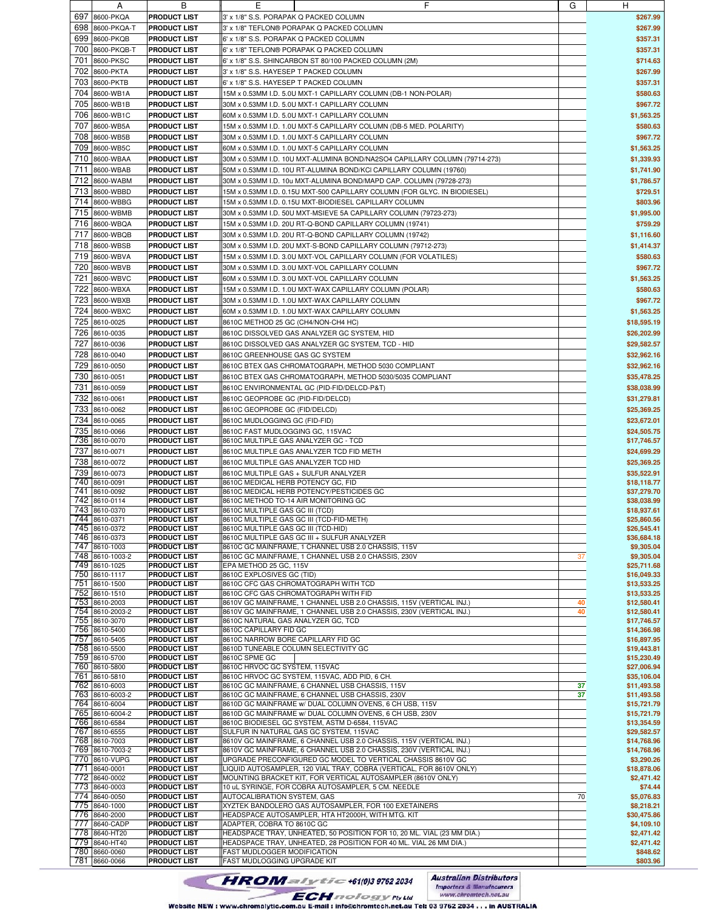| | A | B | E | F | G | H |
|---|---|---|---|---|---|---|
| 697 | 8600-PKQA | PRODUCT LIST | 3' x 1/8" S.S. PORAPAK Q PACKED COLUMN | | | $267.99 |
| 698 | 8600-PKQA-T | PRODUCT LIST | 3' x 1/8" TEFLON® PORAPAK Q PACKED COLUMN | | | $267.99 |
| 699 | 8600-PKQB | PRODUCT LIST | 6' x 1/8" S.S. PORAPAK Q PACKED COLUMN | | | $357.31 |
| 700 | 8600-PKQB-T | PRODUCT LIST | 6' x 1/8" TEFLON® PORAPAK Q PACKED COLUMN | | | $357.31 |
| 701 | 8600-PKSC | PRODUCT LIST | 6' x 1/8" S.S. SHINCARBON ST 80/100 PACKED COLUMN (2M) | | | $714.63 |
| 702 | 8600-PKTA | PRODUCT LIST | 3' x 1/8" S.S. HAYESEP T PACKED COLUMN | | | $267.99 |
| 703 | 8600-PKTB | PRODUCT LIST | 6' x 1/8" S.S. HAYESEP T PACKED COLUMN | | | $357.31 |
| 704 | 8600-WB1A | PRODUCT LIST | 15M x 0.53MM I.D. 5.0U MXT-1 CAPILLARY COLUMN (DB-1 NON-POLAR) | | | $580.63 |
| 705 | 8600-WB1B | PRODUCT LIST | 30M x 0.53MM I.D. 5.0U MXT-1 CAPILLARY COLUMN | | | $967.72 |
| 706 | 8600-WB1C | PRODUCT LIST | 60M x 0.53MM I.D. 5.0U MXT-1 CAPILLARY COLUMN | | | $1,563.25 |
| 707 | 8600-WB5A | PRODUCT LIST | 15M x 0.53MM I.D. 1.0U MXT-5 CAPILLARY COLUMN (DB-5 MED. POLARITY) | | | $580.63 |
| 708 | 8600-WB5B | PRODUCT LIST | 30M x 0.53MM I.D. 1.0U MXT-5 CAPILLARY COLUMN | | | $967.72 |
| 709 | 8600-WB5C | PRODUCT LIST | 60M x 0.53MM I.D. 1.0U MXT-5 CAPILLARY COLUMN | | | $1,563.25 |
| 710 | 8600-WBAA | PRODUCT LIST | 30M x 0.53MM I.D. 10U MXT-ALUMINA BOND/NA2SO4 CAPILLARY COLUMN (79714-273) | | | $1,339.93 |
| 711 | 8600-WBAB | PRODUCT LIST | 50M x 0.53MM I.D. 10U RT-ALUMINA BOND/KCl CAPILLARY COLUMN (19760) | | | $1,741.90 |
| 712 | 8600-WABM | PRODUCT LIST | 30M x 0.53MM I.D. 10u MXT-ALUMINA BOND/MAPD CAP. COLUMN (79728-273) | | | $1,786.57 |
| 713 | 8600-WBBD | PRODUCT LIST | 15M x 0.53MM I.D. 0.15U MXT-500 CAPILLARY COLUMN (FOR GLYC. IN BIODIESEL) | | | $729.51 |
| 714 | 8600-WBBG | PRODUCT LIST | 15M x 0.53MM I.D. 0.15U MXT-BIODIESEL CAPILLARY COLUMN | | | $803.96 |
| 715 | 8600-WBMB | PRODUCT LIST | 30M x 0.53MM I.D. 50U MXT-MSIEVE 5A CAPILLARY COLUMN (79723-273) | | | $1,995.00 |
| 716 | 8600-WBQA | PRODUCT LIST | 15M x 0.53MM I.D. 20U RT-Q-BOND CAPILLARY COLUMN (19741) | | | $759.29 |
| 717 | 8600-WBQB | PRODUCT LIST | 30M x 0.53MM I.D. 20U RT-Q-BOND CAPILLARY COLUMN (19742) | | | $1,116.60 |
| 718 | 8600-WBSB | PRODUCT LIST | 30M x 0.53MM I.D. 20U MXT-S-BOND CAPILLARY COLUMN (79712-273) | | | $1,414.37 |
| 719 | 8600-WBVA | PRODUCT LIST | 15M x 0.53MM I.D. 3.0U MXT-VOL CAPILLARY COLUMN (FOR VOLATILES) | | | $580.63 |
| 720 | 8600-WBVB | PRODUCT LIST | 30M x 0.53MM I.D. 3.0U MXT-VOL CAPILLARY COLUMN | | | $967.72 |
| 721 | 8600-WBVC | PRODUCT LIST | 60M x 0.53MM I.D. 3.0U MXT-VOL CAPILLARY COLUMN | | | $1,563.25 |
| 722 | 8600-WBXA | PRODUCT LIST | 15M x 0.53MM I.D. 1.0U MXT-WAX CAPILLARY COLUMN (POLAR) | | | $580.63 |
| 723 | 8600-WBXB | PRODUCT LIST | 30M x 0.53MM I.D. 1.0U MXT-WAX CAPILLARY COLUMN | | | $967.72 |
| 724 | 8600-WBXC | PRODUCT LIST | 60M x 0.53MM I.D. 1.0U MXT-WAX CAPILLARY COLUMN | | | $1,563.25 |
| 725 | 8610-0025 | PRODUCT LIST | 8610C METHOD 25 GC (CH4/NON-CH4 HC) | | | $18,595.19 |
| 726 | 8610-0035 | PRODUCT LIST | 8610C DISSOLVED GAS ANALYZER GC SYSTEM, HID | | | $26,202.99 |
| 727 | 8610-0036 | PRODUCT LIST | 8610C DISSOLVED GAS ANALYZER GC SYSTEM, TCD - HID | | | $29,582.57 |
| 728 | 8610-0040 | PRODUCT LIST | 8610C GREENHOUSE GAS GC SYSTEM | | | $32,962.16 |
| 729 | 8610-0050 | PRODUCT LIST | 8610C BTEX GAS CHROMATOGRAPH, METHOD 5030 COMPLIANT | | | $32,962.16 |
| 730 | 8610-0051 | PRODUCT LIST | 8610C BTEX GAS CHROMATOGRAPH, METHOD 5030/5035 COMPLIANT | | | $35,478.25 |
| 731 | 8610-0059 | PRODUCT LIST | 8610C ENVIRONMENTAL GC (PID-FID/DELCD-P&T) | | | $38,038.99 |
| 732 | 8610-0061 | PRODUCT LIST | 8610C GEOPROBE GC (PID-FID/DELCD) | | | $31,279.81 |
| 733 | 8610-0062 | PRODUCT LIST | 8610C GEOPROBE GC (FID/DELCD) | | | $25,369.25 |
| 734 | 8610-0065 | PRODUCT LIST | 8610C MUDLOGGING GC (FID-FID) | | | $23,672.01 |
| 735 | 8610-0066 | PRODUCT LIST | 8610C FAST MUDLOGGING GC, 115VAC | | | $24,505.75 |
| 736 | 8610-0070 | PRODUCT LIST | 8610C MULTIPLE GAS ANALYZER GC - TCD | | | $17,746.57 |
| 737 | 8610-0071 | PRODUCT LIST | 8610C MULTIPLE GAS ANALYZER TCD FID METH | | | $24,699.29 |
| 738 | 8610-0072 | PRODUCT LIST | 8610C MULTIPLE GAS ANALYZER TCD HID | | | $25,369.25 |
| 739 | 8610-0073 | PRODUCT LIST | 8610C MULTIPLE GAS + SULFUR ANALYZER | | | $35,522.91 |
| 740 | 8610-0091 | PRODUCT LIST | 8610C MEDICAL HERB POTENCY GC, FID | | | $18,118.77 |
| 741 | 8610-0092 | PRODUCT LIST | 8610C MEDICAL HERB POTENCY/PESTICIDES GC | | | $37,279.70 |
| 742 | 8610-0114 | PRODUCT LIST | 8610C METHOD TO-14 AIR MONITORING GC | | | $38,038.99 |
| 743 | 8610-0370 | PRODUCT LIST | 8610C MULTIPLE GAS GC III (TCD) | | | $18,937.61 |
| 744 | 8610-0371 | PRODUCT LIST | 8610C MULTIPLE GAS GC III (TCD-FID-METH) | | | $25,860.56 |
| 745 | 8610-0372 | PRODUCT LIST | 8610C MULTIPLE GAS GC III (TCD-HID) | | | $26,545.41 |
| 746 | 8610-0373 | PRODUCT LIST | 8610C MULTIPLE GAS GC III + SULFUR ANALYZER | | | $36,684.18 |
| 747 | 8610-1003 | PRODUCT LIST | 8610C GC MAINFRAME, 1 CHANNEL USB 2.0 CHASSIS, 115V | | | $9,305.04 |
| 748 | 8610-1003-2 | PRODUCT LIST | 8610C GC MAINFRAME, 1 CHANNEL USB 2.0 CHASSIS, 230V | | 37 | $9,305.04 |
| 749 | 8610-1025 | PRODUCT LIST | EPA METHOD 25 GC, 115V | | | $25,711.68 |
| 750 | 8610-1117 | PRODUCT LIST | 8610C EXPLOSIVES GC (TID) | | | $16,049.33 |
| 751 | 8610-1500 | PRODUCT LIST | 8610C CFC GAS CHROMATOGRAPH WITH TCD | | | $13,533.25 |
| 752 | 8610-1510 | PRODUCT LIST | 8610C CFC GAS CHROMATOGRAPH WITH FID | | | $13,533.25 |
| 753 | 8610-2003 | PRODUCT LIST | 8610V GC MAINFRAME, 1 CHANNEL USB 2.0 CHASSIS, 115V (VERTICAL INJ.) | | 40 | $12,580.41 |
| 754 | 8610-2003-2 | PRODUCT LIST | 8610V GC MAINFRAME, 1 CHANNEL USB 2.0 CHASSIS, 230V (VERTICAL INJ.) | | 40 | $12,580.41 |
| 755 | 8610-3070 | PRODUCT LIST | 8610C NATURAL GAS ANALYZER GC, TCD | | | $17,746.57 |
| 756 | 8610-5400 | PRODUCT LIST | 8610C CAPILLARY FID GC | | | $14,366.98 |
| 757 | 8610-5405 | PRODUCT LIST | 8610C NARROW BORE CAPILLARY FID GC | | | $16,897.95 |
| 758 | 8610-5500 | PRODUCT LIST | 8610D TUNEABLE COLUMN SELECTIVITY GC | | | $19,443.81 |
| 759 | 8610-5700 | PRODUCT LIST | 8610C SPME GC | | | $15,230.49 |
| 760 | 8610-5800 | PRODUCT LIST | 8610C HRVOC GC SYSTEM, 115VAC | | | $27,006.94 |
| 761 | 8610-5810 | PRODUCT LIST | 8610C HRVOC GC SYSTEM, 115VAC, ADD PID, 6 CH. | | | $35,106.04 |
| 762 | 8610-6003 | PRODUCT LIST | 8610C GC MAINFRAME, 6 CHANNEL USB CHASSIS, 115V | | 37 | $11,493.58 |
| 763 | 8610-6003-2 | PRODUCT LIST | 8610C GC MAINFRAME, 6 CHANNEL USB CHASSIS, 230V | | 37 | $11,493.58 |
| 764 | 8610-6004 | PRODUCT LIST | 8610D GC MAINFRAME w/ DUAL COLUMN OVENS, 6 CH USB, 115V | | | $15,721.79 |
| 765 | 8610-6004-2 | PRODUCT LIST | 8610D GC MAINFRAME w/ DUAL COLUMN OVENS, 6 CH USB, 230V | | | $15,721.79 |
| 766 | 8610-6584 | PRODUCT LIST | 8610C BIODIESEL GC SYSTEM, ASTM D-6584, 115VAC | | | $13,354.59 |
| 767 | 8610-6555 | PRODUCT LIST | SULFUR IN NATURAL GAS GC SYSTEM, 115VAC | | | $29,582.57 |
| 768 | 8610-7003 | PRODUCT LIST | 8610V GC MAINFRAME, 6 CHANNEL USB 2.0 CHASSIS, 115V (VERTICAL INJ.) | | | $14,768.96 |
| 769 | 8610-7003-2 | PRODUCT LIST | 8610V GC MAINFRAME, 6 CHANNEL USB 2.0 CHASSIS, 230V (VERTICAL INJ.) | | | $14,768.96 |
| 770 | 8610-VUPG | PRODUCT LIST | UPGRADE PRECONFIGURED GC MODEL TO VERTICAL CHASSIS 8610V GC | | | $3,290.26 |
| 771 | 8640-0001 | PRODUCT LIST | LIQUID AUTOSAMPLER, 120 VIAL TRAY, COBRA (VERTICAL, FOR 8610V ONLY) | | | $18,878.06 |
| 772 | 8640-0002 | PRODUCT LIST | MOUNTING BRACKET KIT, FOR VERTICAL AUTOSAMPLER (8610V ONLY) | | | $2,471.42 |
| 773 | 8640-0003 | PRODUCT LIST | 10 uL SYRINGE, FOR COBRA AUTOSAMPLER, 5 CM. NEEDLE | | | $74.44 |
| 774 | 8640-0050 | PRODUCT LIST | AUTOCALIBRATION SYSTEM, GAS | | 70 | $5,076.83 |
| 775 | 8640-1000 | PRODUCT LIST | XYZTEK BANDOLERO GAS AUTOSAMPLER, FOR 100 EXETAINERS | | | $8,218.21 |
| 776 | 8640-2000 | PRODUCT LIST | HEADSPACE AUTOSAMPLER, HTA HT2000H, WITH MTG. KIT | | | $30,475.86 |
| 777 | 8640-CADP | PRODUCT LIST | ADAPTER, COBRA TO 8610C GC | | | $4,109.10 |
| 778 | 8640-HT20 | PRODUCT LIST | HEADSPACE TRAY, UNHEATED, 50 POSITION FOR 10, 20 ML. VIAL (23 MM DIA.) | | | $2,471.42 |
| 779 | 8640-HT40 | PRODUCT LIST | HEADSPACE TRAY, UNHEATED, 28 POSITION FOR 40 ML. VIAL 26 MM DIA.) | | | $2,471.42 |
| 780 | 8660-0060 | PRODUCT LIST | FAST MUDLOGGER MODIFICATION | | | $848.62 |
| 781 | 8660-0066 | PRODUCT LIST | FAST MUDLOGGING UPGRADE KIT | | | $803.96 |

CHROMalytic +61(0)3 9762 2034 TECHnology Pty Ltd — Australian Distributors, Importers & Manufacturers, www.chromtech.net.au

Website NEW : www.chromalytic.com.au E-mail : info@chromtech.net.au Tel: 03 9762 2034 . . . in AUSTRALIA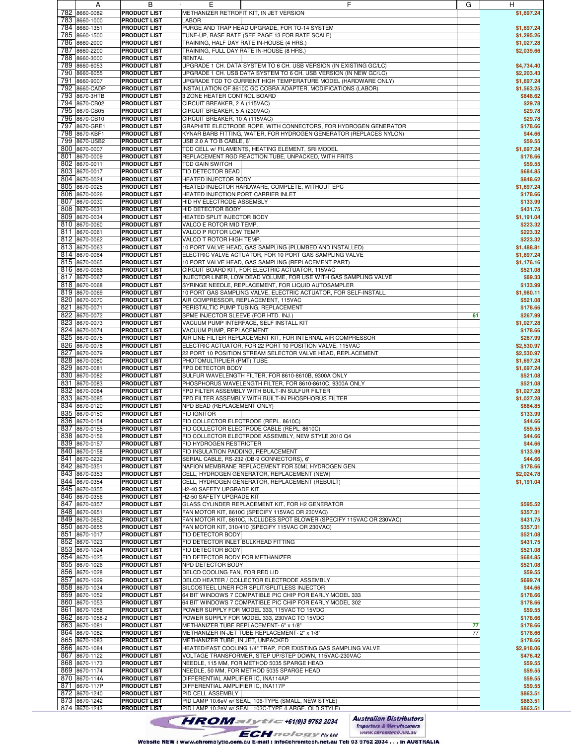| | A | B | E | F | G | H |
|---|---|---|---|---|---|---|
| 782 | 8660-0082 | PRODUCT LIST | METHANIZER RETROFIT KIT, IN JET VERSION | | | $1,697.24 |
| 783 | 8660-1000 | PRODUCT LIST | LABOR | | | |
| 784 | 8660-1351 | PRODUCT LIST | PURGE AND TRAP HEAD UPGRADE, FOR TO-14 SYSTEM | | | $1,697.24 |
| 785 | 8660-1500 | PRODUCT LIST | TUNE-UP, BASE RATE (SEE PAGE 13 FOR RATE SCALE) | | | $1,295.26 |
| 786 | 8660-2000 | PRODUCT LIST | TRAINING, HALF DAY RATE IN-HOUSE (4 HRS.) | | | $1,027.28 |
| 787 | 8660-2200 | PRODUCT LIST | TRAINING, FULL DAY RATE IN-HOUSE (8 HRS.) | | | $2,039.66 |
| 788 | 8660-3000 | PRODUCT LIST | RENTAL | | | |
| 789 | 8660-6053 | PRODUCT LIST | UPGRADE 1 CH. DATA SYSTEM TO 6 CH. USB VERSION (IN EXISTING GC/LC) | | | $4,734.40 |
| 790 | 8660-6055 | PRODUCT LIST | UPGRADE 1 CH. USB DATA SYSTEM TO 6 CH. USB VERSION (IN NEW GC/LC) | | | $2,203.43 |
| 791 | 8660-9007 | PRODUCT LIST | UPGRADE TCD TO CURRENT HIGH TEMPERATURE MODEL (HARDWARE ONLY) | | | $1,697.24 |
| 792 | 8660-CADP | PRODUCT LIST | INSTALLATION OF 8610C GC COBRA ADAPTER, MODIFICATIONS (LABOR) | | | $1,563.25 |
| 793 | 8670-3HTB | PRODUCT LIST | 3 ZONE HEATER CONTROL BOARD | | | $848.62 |
| 794 | 8670-CB02 | PRODUCT LIST | CIRCUIT BREAKER, 2 A (115VAC) | | | $29.78 |
| 795 | 8670-CB05 | PRODUCT LIST | CIRCUIT BREAKER, 5 A (230VAC) | | | $29.78 |
| 796 | 8670-CB10 | PRODUCT LIST | CIRCUIT BREAKER, 10 A (115VAC) | | | $29.78 |
| 797 | 8670-GRE1 | PRODUCT LIST | GRAPHITE ELECTRODE ROPE, WITH CONNECTORS, FOR HYDROGEN GENERATOR | | | $178.66 |
| 798 | 8670-KBF1 | PRODUCT LIST | KYNAR BARB FITTING, WATER, FOR HYDROGEN GENERATOR (REPLACES NYLON) | | | $44.66 |
| 799 | 8670-USB2 | PRODUCT LIST | USB 2.0 A TO B CABLE, 6' | | | $59.55 |
| 800 | 8670-0007 | PRODUCT LIST | TCD CELL w/ FILAMENTS, HEATING ELEMENT, SRI MODEL | | | $1,697.24 |
| 801 | 8670-0009 | PRODUCT LIST | REPLACEMENT RGD REACTION TUBE, UNPACKED, WITH FRITS | | | $178.66 |
| 802 | 8670-0011 | PRODUCT LIST | TCD GAIN SWITCH | | | $59.55 |
| 803 | 8670-0017 | PRODUCT LIST | TID DETECTOR BEAD | | | $684.85 |
| 804 | 8670-0024 | PRODUCT LIST | HEATED INJECTOR BODY | | | $848.62 |
| 805 | 8670-0025 | PRODUCT LIST | HEATED INJECTOR HARDWARE, COMPLETE, WITHOUT EPC | | | $1,697.24 |
| 806 | 8670-0026 | PRODUCT LIST | HEATED INJECTION PORT CARRIER INLET | | | $178.66 |
| 807 | 8670-0030 | PRODUCT LIST | HID HV ELECTRODE ASSEMBLY | | | $133.99 |
| 808 | 8670-0031 | PRODUCT LIST | HID DETECTOR BODY | | | $431.75 |
| 809 | 8670-0034 | PRODUCT LIST | HEATED SPLIT INJECTOR BODY | | | $1,191.04 |
| 810 | 8670-0060 | PRODUCT LIST | VALCO E ROTOR MID TEMP. | | | $223.32 |
| 811 | 8670-0061 | PRODUCT LIST | VALCO P ROTOR LOW TEMP. | | | $223.32 |
| 812 | 8670-0062 | PRODUCT LIST | VALCO T ROTOR HIGH TEMP. | | | $223.32 |
| 813 | 8670-0063 | PRODUCT LIST | 10 PORT VALVE HEAD, GAS SAMPLING (PLUMBED AND INSTALLED) | | | $1,488.81 |
| 814 | 8670-0064 | PRODUCT LIST | ELECTRIC VALVE ACTUATOR, FOR 10 PORT GAS SAMPLING VALVE | | | $1,697.24 |
| 815 | 8670-0065 | PRODUCT LIST | 10 PORT VALVE HEAD, GAS SAMPLING (REPLACEMENT PART) | | | $1,176.16 |
| 816 | 8670-0066 | PRODUCT LIST | CIRCUIT BOARD KIT, FOR ELECTRIC ACTUATOR, 115VAC | | | $521.08 |
| 817 | 8670-0067 | PRODUCT LIST | INJECTOR LINER, LOW DEAD VOLUME, FOR USE WITH GAS SAMPLING VALVE | | | $89.33 |
| 818 | 8670-0068 | PRODUCT LIST | SYRINGE NEEDLE, REPLACEMENT, FOR LIQUID AUTOSAMPLER | | | $133.99 |
| 819 | 8670-0069 | PRODUCT LIST | 10 PORT GAS SAMPLING VALVE, ELECTRIC ACTUATOR, FOR SELF-INSTALL. | | | $1,980.11 |
| 820 | 8670-0070 | PRODUCT LIST | AIR COMPRESSOR, REPLACEMENT, 115VAC | | | $521.08 |
| 821 | 8670-0071 | PRODUCT LIST | PERISTALTIC PUMP TUBING, REPLACEMENT | | | $178.66 |
| 822 | 8670-0072 | PRODUCT LIST | SPME INJECTOR SLEEVE (FOR HTD. INJ.) | | 61 | $267.99 |
| 823 | 8670-0073 | PRODUCT LIST | VACUUM PUMP INTERFACE, SELF INSTALL KIT | | | $1,027.28 |
| 824 | 8670-0074 | PRODUCT LIST | VACUUM PUMP, REPLACEMENT | | | $178.66 |
| 825 | 8670-0075 | PRODUCT LIST | AIR LINE FILTER REPLACEMENT KIT, FOR INTERNAL AIR COMPRESSOR | | | $267.99 |
| 826 | 8670-0078 | PRODUCT LIST | ELECTRIC ACTUATOR, FOR 22 PORT 10 POSITION VALVE, 115VAC | | | $2,530.97 |
| 827 | 8670-0079 | PRODUCT LIST | 22 PORT 10 POSITION STREAM SELECTOR VALVE HEAD, REPLACEMENT | | | $2,530.97 |
| 828 | 8670-0080 | PRODUCT LIST | PHOTOMULTIPLIER (PMT) TUBE | | | $1,697.24 |
| 829 | 8670-0081 | PRODUCT LIST | FPD DETECTOR BODY | | | $1,697.24 |
| 830 | 8670-0082 | PRODUCT LIST | SULFUR WAVELENGTH FILTER, FOR 8610-8610B, 9300A ONLY | | | $521.08 |
| 831 | 8670-0083 | PRODUCT LIST | PHOSPHORUS WAVELENGTH FILTER, FOR 8610-8610C, 9300A ONLY | | | $521.08 |
| 832 | 8670-0084 | PRODUCT LIST | FPD FILTER ASSEMBLY WITH BUILT-IN SULFUR FILTER | | | $1,027.28 |
| 833 | 8670-0085 | PRODUCT LIST | FPD FILTER ASSEMBLY WITH BUILT-IN PHOSPHORUS FILTER | | | $1,027.28 |
| 834 | 8670-0120 | PRODUCT LIST | NPD BEAD (REPLACEMENT ONLY) | | | $684.85 |
| 835 | 8670-0150 | PRODUCT LIST | FID IGNITOR | | | $133.99 |
| 836 | 8670-0154 | PRODUCT LIST | FID COLLECTOR ELECTRODE (REPL. 8610C) | | | $44.66 |
| 837 | 8670-0155 | PRODUCT LIST | FID COLLECTOR ELECTRODE CABLE (REPL. 8610C) | | | $59.55 |
| 838 | 8670-0156 | PRODUCT LIST | FID COLLECTOR ELECTRODE ASSEMBLY, NEW STYLE 2010 Q4 | | | $44.66 |
| 839 | 8670-0157 | PRODUCT LIST | FID HYDROGEN RESTRICTER | | | $44.66 |
| 840 | 8670-0158 | PRODUCT LIST | FID INSULATION PADDING, REPLACEMENT | | | $133.99 |
| 841 | 8670-0232 | PRODUCT LIST | SERIAL CABLE, RS-232 (DB-9 CONNECTORS), 6' | | | $44.66 |
| 842 | 8670-0351 | PRODUCT LIST | NAFION MEMBRANE REPLACEMENT FOR 50ML HYDROGEN GEN. | | | $178.66 |
| 843 | 8670-0353 | PRODUCT LIST | CELL, HYDROGEN GENERATOR, REPLACEMENT (NEW) | | | $2,024.78 |
| 844 | 8670-0354 | PRODUCT LIST | CELL, HYDROGEN GENERATOR, REPLACEMENT (REBUILT) | | | $1,191.04 |
| 845 | 8670-0355 | PRODUCT LIST | H2-40 SAFETY UPGRADE KIT | | | |
| 846 | 8670-0356 | PRODUCT LIST | H2-50 SAFETY UPGRADE KIT | | | |
| 847 | 8670-0357 | PRODUCT LIST | GLASS CYLINDER REPLACEMENT KIT, FOR H2 GENERATOR | | | $595.52 |
| 848 | 8670-0651 | PRODUCT LIST | FAN MOTOR KIT, 8610C (SPECIFY 115VAC OR 230VAC) | | | $357.31 |
| 849 | 8670-0652 | PRODUCT LIST | FAN MOTOR KIT, 8610C, INCLUDES SPOT BLOWER (SPECIFY 115VAC OR 230VAC) | | | $431.75 |
| 850 | 8670-0655 | PRODUCT LIST | FAN MOTOR KIT, 310/410 (SPECIFY 115VAC OR 230VAC) | | | $357.31 |
| 851 | 8670-1017 | PRODUCT LIST | TID DETECTOR BODY | | | $521.08 |
| 852 | 8670-1023 | PRODUCT LIST | FID DETECTOR INLET BULKHEAD FITTING | | | $431.75 |
| 853 | 8670-1024 | PRODUCT LIST | FID DETECTOR BODY | | | $521.08 |
| 854 | 8670-1025 | PRODUCT LIST | FID DETECTOR BODY FOR METHANIZER | | | $684.85 |
| 855 | 8670-1026 | PRODUCT LIST | NPD DETECTOR BODY | | | $521.08 |
| 856 | 8670-1028 | PRODUCT LIST | DELCD COOLING FAN, FOR RED LID | | | $59.55 |
| 857 | 8670-1029 | PRODUCT LIST | DELCD HEATER / COLLECTOR ELECTRODE ASSEMBLY | | | $699.74 |
| 858 | 8670-1034 | PRODUCT LIST | SILCOSTEEL LINER FOR SPLIT/SPLITLESS INJECTOR | | | $44.66 |
| 859 | 8670-1052 | PRODUCT LIST | 64 BIT WINDOWS 7 COMPATIBLE PIC CHIP FOR EARLY MODEL 333 | | | $178.66 |
| 860 | 8670-1053 | PRODUCT LIST | 64 BIT WINDOWS 7 COMPATIBLE PIC CHIP FOR EARLY MODEL 302 | | | $178.66 |
| 861 | 8670-1058 | PRODUCT LIST | POWER SUPPLY FOR MODEL 333, 115VAC TO 15VDC | | | $59.55 |
| 862 | 8670-1058-2 | PRODUCT LIST | POWER SUPPLY FOR MODEL 333, 230VAC TO 15VDC | | | $178.66 |
| 863 | 8670-1081 | PRODUCT LIST | METHANIZER TUBE REPLACEMENT- 6" x 1/8" | | 77 | $178.66 |
| 864 | 8670-1082 | PRODUCT LIST | METHANIZER IN-JET TUBE REPLACEMENT- 2" x 1/8" | | 77 | $178.66 |
| 865 | 8670-1083 | PRODUCT LIST | METHANIZER TUBE, IN JET, UNPACKED | | | $178.66 |
| 866 | 8670-1084 | PRODUCT LIST | HEATED/FAST COOLING 1/4" TRAP, FOR EXISTING GAS SAMPLING VALVE | | | $2,918.06 |
| 867 | 8670-1122 | PRODUCT LIST | VOLTAGE TRANSFORMER, STEP UP/STEP DOWN, 115VAC-230VAC | | | $476.42 |
| 868 | 8670-1173 | PRODUCT LIST | NEEDLE, 115 MM, FOR METHOD 5035 SPARGE HEAD | | | $59.55 |
| 869 | 8670-1174 | PRODUCT LIST | NEEDLE, 50 MM, FOR METHOD 5035 SPARGE HEAD | | | $59.55 |
| 870 | 8670-114A | PRODUCT LIST | DIFFERENTIAL AMPLIFIER IC, INA114AP | | | $59.55 |
| 871 | 8670-117P | PRODUCT LIST | DIFFERENTIAL AMPLIFIER IC, INA117P | | | $59.55 |
| 872 | 8670-1240 | PRODUCT LIST | PID CELL ASSEMBLY | | | $863.51 |
| 873 | 8670-1242 | PRODUCT LIST | PID LAMP 10.6eV w/ SEAL, 106-TYPE (SMALL, NEW STYLE) | | | $863.51 |
| 874 | 8670-1243 | PRODUCT LIST | PID LAMP 10.2eV w/ SEAL, 103C-TYPE (LARGE, OLD STYLE) | | | $863.51 |

CHROMalytic +61(0)3 9762 2034 TECHnology Pty Ltd — Australian Distributors, Importers & Manufacturers, www.chromtech.net.au

Website NEW : www.chromalytic.com.au E-mail : info@chromtech.net.au Tel: 03 9762 2034 . . . in AUSTRALIA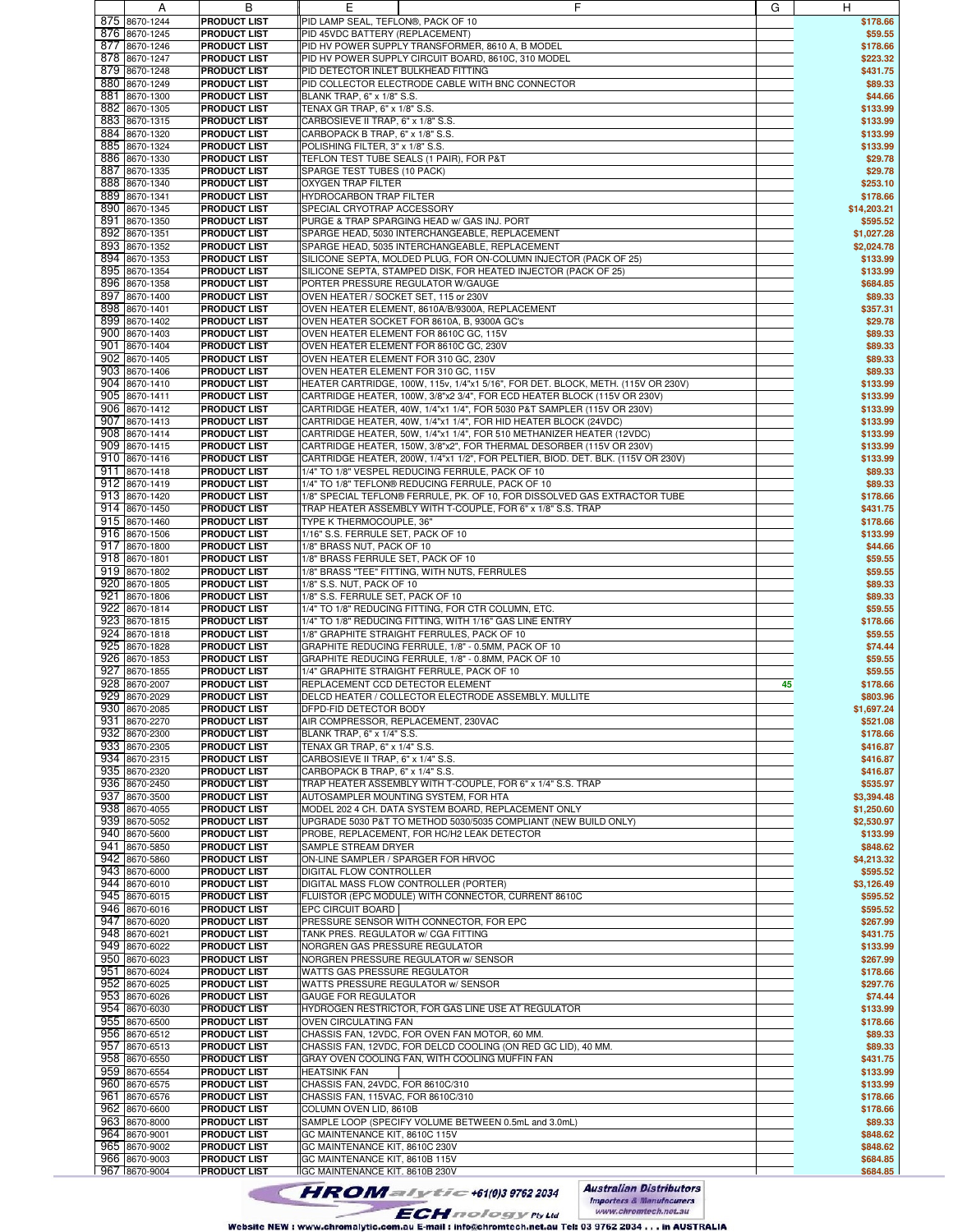| | A | B | E | F | G | H |
|---|---|---|---|---|---|---|
| 875 | 8670-1244 | PRODUCT LIST | PID LAMP SEAL, TEFLON®, PACK OF 10 | | | $178.66 |
| 876 | 8670-1245 | PRODUCT LIST | PID 45VDC BATTERY (REPLACEMENT) | | | $59.55 |
| 877 | 8670-1246 | PRODUCT LIST | PID HV POWER SUPPLY TRANSFORMER, 8610 A, B MODEL | | | $178.66 |
| 878 | 8670-1247 | PRODUCT LIST | PID HV POWER SUPPLY CIRCUIT BOARD, 8610C, 310 MODEL | | | $223.32 |
| 879 | 8670-1248 | PRODUCT LIST | PID DETECTOR INLET BULKHEAD FITTING | | | $431.75 |
| 880 | 8670-1249 | PRODUCT LIST | PID COLLECTOR ELECTRODE CABLE WITH BNC CONNECTOR | | | $89.33 |
| 881 | 8670-1300 | PRODUCT LIST | BLANK TRAP, 6" x 1/8" S.S. | | | $44.66 |
| 882 | 8670-1305 | PRODUCT LIST | TENAX GR TRAP, 6" x 1/8" S.S. | | | $133.99 |
| 883 | 8670-1315 | PRODUCT LIST | CARBOSIEVE II TRAP, 6" x 1/8" S.S. | | | $133.99 |
| 884 | 8670-1320 | PRODUCT LIST | CARBOPACK B TRAP, 6" x 1/8" S.S. | | | $133.99 |
| 885 | 8670-1324 | PRODUCT LIST | POLISHING FILTER, 3" x 1/8" S.S. | | | $133.99 |
| 886 | 8670-1330 | PRODUCT LIST | TEFLON TEST TUBE SEALS (1 PAIR), FOR P&T | | | $29.78 |
| 887 | 8670-1335 | PRODUCT LIST | SPARGE TEST TUBES (10 PACK) | | | $29.78 |
| 888 | 8670-1340 | PRODUCT LIST | OXYGEN TRAP FILTER | | | $253.10 |
| 889 | 8670-1341 | PRODUCT LIST | HYDROCARBON TRAP FILTER | | | $178.66 |
| 890 | 8670-1345 | PRODUCT LIST | SPECIAL CRYOTRAP ACCESSORY | | | $14,203.21 |
| 891 | 8670-1350 | PRODUCT LIST | PURGE & TRAP SPARGING HEAD w/ GAS INJ. PORT | | | $595.52 |
| 892 | 8670-1351 | PRODUCT LIST | SPARGE HEAD, 5030 INTERCHANGEABLE, REPLACEMENT | | | $1,027.28 |
| 893 | 8670-1352 | PRODUCT LIST | SPARGE HEAD, 5035 INTERCHANGEABLE, REPLACEMENT | | | $2,024.78 |
| 894 | 8670-1353 | PRODUCT LIST | SILICONE SEPTA, MOLDED PLUG, FOR ON-COLUMN INJECTOR (PACK OF 25) | | | $133.99 |
| 895 | 8670-1354 | PRODUCT LIST | SILICONE SEPTA, STAMPED DISK, FOR HEATED INJECTOR (PACK OF 25) | | | $133.99 |
| 896 | 8670-1358 | PRODUCT LIST | PORTER PRESSURE REGULATOR W/GAUGE | | | $684.85 |
| 897 | 8670-1400 | PRODUCT LIST | OVEN HEATER / SOCKET SET, 115 or 230V | | | $89.33 |
| 898 | 8670-1401 | PRODUCT LIST | OVEN HEATER ELEMENT, 8610A/B/9300A, REPLACEMENT | | | $357.31 |
| 899 | 8670-1402 | PRODUCT LIST | OVEN HEATER SOCKET FOR 8610A, B, 9300A GC's | | | $29.78 |
| 900 | 8670-1403 | PRODUCT LIST | OVEN HEATER ELEMENT FOR 8610C GC, 115V | | | $89.33 |
| 901 | 8670-1404 | PRODUCT LIST | OVEN HEATER ELEMENT FOR 8610C GC, 230V | | | $89.33 |
| 902 | 8670-1405 | PRODUCT LIST | OVEN HEATER ELEMENT FOR 310 GC, 230V | | | $89.33 |
| 903 | 8670-1406 | PRODUCT LIST | OVEN HEATER ELEMENT FOR 310 GC, 115V | | | $89.33 |
| 904 | 8670-1410 | PRODUCT LIST | HEATER CARTRIDGE, 100W, 115v, 1/4"x1 5/16", FOR DET. BLOCK, METH. (115V OR 230V) | | | $133.99 |
| 905 | 8670-1411 | PRODUCT LIST | CARTRIDGE HEATER, 100W, 3/8"x2 3/4", FOR ECD HEATER BLOCK (115V OR 230V) | | | $133.99 |
| 906 | 8670-1412 | PRODUCT LIST | CARTRIDGE HEATER, 40W, 1/4"x1 1/4", FOR 5030 P&T SAMPLER (115V OR 230V) | | | $133.99 |
| 907 | 8670-1413 | PRODUCT LIST | CARTRIDGE HEATER, 40W, 1/4"x1 1/4", FOR HID HEATER BLOCK (24VDC) | | | $133.99 |
| 908 | 8670-1414 | PRODUCT LIST | CARTRIDGE HEATER, 50W, 1/4"x1 1/4", FOR 510 METHANIZER HEATER (12VDC) | | | $133.99 |
| 909 | 8670-1415 | PRODUCT LIST | CARTRIDGE HEATER, 150W, 3/8"x2", FOR THERMAL DESORBER (115V OR 230V) | | | $133.99 |
| 910 | 8670-1416 | PRODUCT LIST | CARTRIDGE HEATER, 200W, 1/4"x1 1/2", FOR PELTIER, BIOD. DET. BLK. (115V OR 230V) | | | $133.99 |
| 911 | 8670-1418 | PRODUCT LIST | 1/4" TO 1/8" VESPEL REDUCING FERRULE, PACK OF 10 | | | $89.33 |
| 912 | 8670-1419 | PRODUCT LIST | 1/4" TO 1/8" TEFLON® REDUCING FERRULE, PACK OF 10 | | | $89.33 |
| 913 | 8670-1420 | PRODUCT LIST | 1/8" SPECIAL TEFLON® FERRULE, PK. OF 10, FOR DISSOLVED GAS EXTRACTOR TUBE | | | $178.66 |
| 914 | 8670-1450 | PRODUCT LIST | TRAP HEATER ASSEMBLY WITH T-COUPLE, FOR 6" x 1/8" S.S. TRAP | | | $431.75 |
| 915 | 8670-1460 | PRODUCT LIST | TYPE K THERMOCOUPLE, 36" | | | $178.66 |
| 916 | 8670-1506 | PRODUCT LIST | 1/16" S.S. FERRULE SET, PACK OF 10 | | | $133.99 |
| 917 | 8670-1800 | PRODUCT LIST | 1/8" BRASS NUT, PACK OF 10 | | | $44.66 |
| 918 | 8670-1801 | PRODUCT LIST | 1/8" BRASS FERRULE SET, PACK OF 10 | | | $59.55 |
| 919 | 8670-1802 | PRODUCT LIST | 1/8" BRASS "TEE" FITTING, WITH NUTS, FERRULES | | | $59.55 |
| 920 | 8670-1805 | PRODUCT LIST | 1/8" S.S. NUT, PACK OF 10 | | | $89.33 |
| 921 | 8670-1806 | PRODUCT LIST | 1/8" S.S. FERRULE SET, PACK OF 10 | | | $89.33 |
| 922 | 8670-1814 | PRODUCT LIST | 1/4" TO 1/8" REDUCING FITTING, FOR CTR COLUMN, ETC. | | | $59.55 |
| 923 | 8670-1815 | PRODUCT LIST | 1/4" TO 1/8" REDUCING FITTING, WITH 1/16" GAS LINE ENTRY | | | $178.66 |
| 924 | 8670-1818 | PRODUCT LIST | 1/8" GRAPHITE STRAIGHT FERRULES, PACK OF 10 | | | $59.55 |
| 925 | 8670-1828 | PRODUCT LIST | GRAPHITE REDUCING FERRULE, 1/8" - 0.5MM, PACK OF 10 | | | $74.44 |
| 926 | 8670-1853 | PRODUCT LIST | GRAPHITE REDUCING FERRULE, 1/8" - 0.8MM, PACK OF 10 | | | $59.55 |
| 927 | 8670-1855 | PRODUCT LIST | 1/4" GRAPHITE STRAIGHT FERRULE, PACK OF 10 | | | $59.55 |
| 928 | 8670-2007 | PRODUCT LIST | REPLACEMENT CCD DETECTOR ELEMENT | | 45 | $178.66 |
| 929 | 8670-2029 | PRODUCT LIST | DELCD HEATER / COLLECTOR ELECTRODE ASSEMBLY. MULLITE | | | $803.96 |
| 930 | 8670-2085 | PRODUCT LIST | DFPD-FID DETECTOR BODY | | | $1,697.24 |
| 931 | 8670-2270 | PRODUCT LIST | AIR COMPRESSOR, REPLACEMENT, 230VAC | | | $521.08 |
| 932 | 8670-2300 | PRODUCT LIST | BLANK TRAP, 6" x 1/4" S.S. | | | $178.66 |
| 933 | 8670-2305 | PRODUCT LIST | TENAX GR TRAP, 6" x 1/4" S.S. | | | $416.87 |
| 934 | 8670-2315 | PRODUCT LIST | CARBOSIEVE II TRAP, 6" x 1/4" S.S. | | | $416.87 |
| 935 | 8670-2320 | PRODUCT LIST | CARBOPACK B TRAP, 6" x 1/4" S.S. | | | $416.87 |
| 936 | 8670-2450 | PRODUCT LIST | TRAP HEATER ASSEMBLY WITH T-COUPLE, FOR 6" x 1/4" S.S. TRAP | | | $535.97 |
| 937 | 8670-3500 | PRODUCT LIST | AUTOSAMPLER MOUNTING SYSTEM, FOR HTA | | | $3,394.48 |
| 938 | 8670-4055 | PRODUCT LIST | MODEL 202 4 CH. DATA SYSTEM BOARD, REPLACEMENT ONLY | | | $1,250.60 |
| 939 | 8670-5052 | PRODUCT LIST | UPGRADE 5030 P&T TO METHOD 5030/5035 COMPLIANT (NEW BUILD ONLY) | | | $2,530.97 |
| 940 | 8670-5600 | PRODUCT LIST | PROBE, REPLACEMENT, FOR HC/H2 LEAK DETECTOR | | | $133.99 |
| 941 | 8670-5850 | PRODUCT LIST | SAMPLE STREAM DRYER | | | $848.62 |
| 942 | 8670-5860 | PRODUCT LIST | ON-LINE SAMPLER / SPARGER FOR HRVOC | | | $4,213.32 |
| 943 | 8670-6000 | PRODUCT LIST | DIGITAL FLOW CONTROLLER | | | $595.52 |
| 944 | 8670-6010 | PRODUCT LIST | DIGITAL MASS FLOW CONTROLLER (PORTER) | | | $3,126.49 |
| 945 | 8670-6015 | PRODUCT LIST | FLUISTOR (EPC MODULE) WITH CONNECTOR, CURRENT 8610C | | | $595.52 |
| 946 | 8670-6016 | PRODUCT LIST | EPC CIRCUIT BOARD | | | $595.52 |
| 947 | 8670-6020 | PRODUCT LIST | PRESSURE SENSOR WITH CONNECTOR, FOR EPC | | | $267.99 |
| 948 | 8670-6021 | PRODUCT LIST | TANK PRES. REGULATOR w/ CGA FITTING | | | $431.75 |
| 949 | 8670-6022 | PRODUCT LIST | NORGREN GAS PRESSURE REGULATOR | | | $133.99 |
| 950 | 8670-6023 | PRODUCT LIST | NORGREN PRESSURE REGULATOR w/ SENSOR | | | $267.99 |
| 951 | 8670-6024 | PRODUCT LIST | WATTS GAS PRESSURE REGULATOR | | | $178.66 |
| 952 | 8670-6025 | PRODUCT LIST | WATTS PRESSURE REGULATOR w/ SENSOR | | | $297.76 |
| 953 | 8670-6026 | PRODUCT LIST | GAUGE FOR REGULATOR | | | $74.44 |
| 954 | 8670-6030 | PRODUCT LIST | HYDROGEN RESTRICTOR, FOR GAS LINE USE AT REGULATOR | | | $133.99 |
| 955 | 8670-6500 | PRODUCT LIST | OVEN CIRCULATING FAN | | | $178.66 |
| 956 | 8670-6512 | PRODUCT LIST | CHASSIS FAN, 12VDC, FOR OVEN FAN MOTOR, 60 MM. | | | $89.33 |
| 957 | 8670-6513 | PRODUCT LIST | CHASSIS FAN, 12VDC, FOR DELCD COOLING (ON RED GC LID), 40 MM. | | | $89.33 |
| 958 | 8670-6550 | PRODUCT LIST | GRAY OVEN COOLING FAN, WITH COOLING MUFFIN FAN | | | $431.75 |
| 959 | 8670-6554 | PRODUCT LIST | HEATSINK FAN | | | $133.99 |
| 960 | 8670-6575 | PRODUCT LIST | CHASSIS FAN, 24VDC, FOR 8610C/310 | | | $133.99 |
| 961 | 8670-6576 | PRODUCT LIST | CHASSIS FAN, 115VAC, FOR 8610C/310 | | | $178.66 |
| 962 | 8670-6600 | PRODUCT LIST | COLUMN OVEN LID, 8610B | | | $178.66 |
| 963 | 8670-8000 | PRODUCT LIST | SAMPLE LOOP (SPECIFY VOLUME BETWEEN 0.5mL and 3.0mL) | | | $89.33 |
| 964 | 8670-9001 | PRODUCT LIST | GC MAINTENANCE KIT, 8610C 115V | | | $848.62 |
| 965 | 8670-9002 | PRODUCT LIST | GC MAINTENANCE KIT, 8610C 230V | | | $848.62 |
| 966 | 8670-9003 | PRODUCT LIST | GC MAINTENANCE KIT, 8610B 115V | | | $684.85 |
| 967 | 8670-9004 | PRODUCT LIST | GC MAINTENANCE KIT, 8610B 230V | | | $684.85 |

CHROMalytic +61(0)3 9762 2034 — TECHnology Pty Ltd — Australian Distributors, Importers & Manufacturers — www.chromtech.net.au

Website NEW : www.chromalytic.com.au E-mail : info@chromtech.net.au Tel: 03 9762 2034 . . . in AUSTRALIA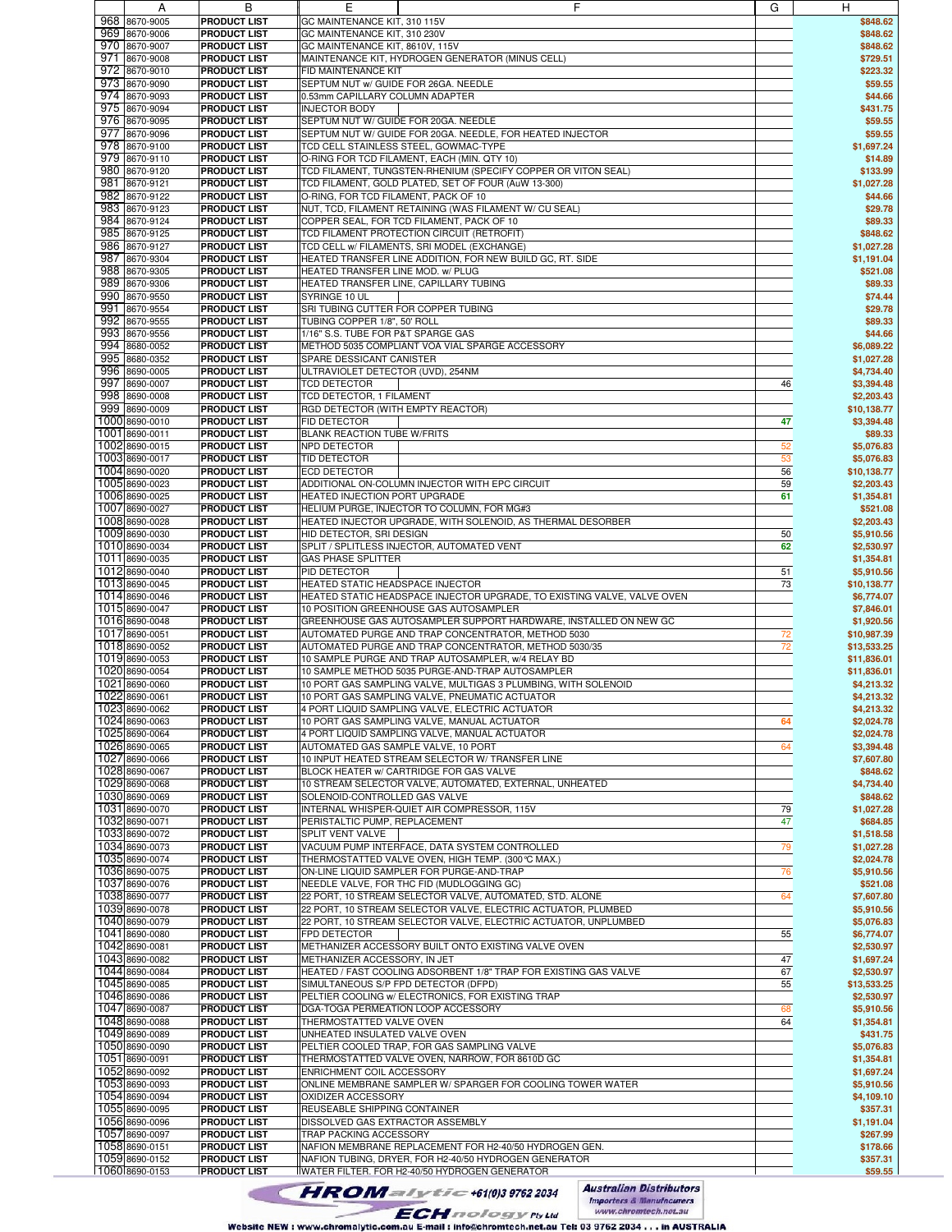| | A | B | E | F | G | H |
|---|---|---|---|---|---|---|
| 968 | 8670-9005 | PRODUCT LIST | GC MAINTENANCE KIT, 310 115V | | | $848.62 |
| 969 | 8670-9006 | PRODUCT LIST | GC MAINTENANCE KIT, 310 230V | | | $848.62 |
| 970 | 8670-9007 | PRODUCT LIST | GC MAINTENANCE KIT, 8610V, 115V | | | $848.62 |
| 971 | 8670-9008 | PRODUCT LIST | MAINTENANCE KIT, HYDROGEN GENERATOR (MINUS CELL) | | | $729.51 |
| 972 | 8670-9010 | PRODUCT LIST | FID MAINTENANCE KIT | | | $223.32 |
| 973 | 8670-9090 | PRODUCT LIST | SEPTUM NUT w/ GUIDE FOR 26GA. NEEDLE | | | $59.55 |
| 974 | 8670-9093 | PRODUCT LIST | 0.53mm CAPILLARY COLUMN ADAPTER | | | $44.66 |
| 975 | 8670-9094 | PRODUCT LIST | INJECTOR BODY | | | $431.75 |
| 976 | 8670-9095 | PRODUCT LIST | SEPTUM NUT W/ GUIDE FOR 20GA. NEEDLE | | | $59.55 |
| 977 | 8670-9096 | PRODUCT LIST | SEPTUM NUT W/ GUIDE FOR 20GA. NEEDLE, FOR HEATED INJECTOR | | | $59.55 |
| 978 | 8670-9100 | PRODUCT LIST | TCD CELL STAINLESS STEEL, GOWMAC-TYPE | | | $1,697.24 |
| 979 | 8670-9110 | PRODUCT LIST | O-RING FOR TCD FILAMENT, EACH (MIN. QTY 10) | | | $14.89 |
| 980 | 8670-9120 | PRODUCT LIST | TCD FILAMENT, TUNGSTEN-RHENIUM (SPECIFY COPPER OR VITON SEAL) | | | $133.99 |
| 981 | 8670-9121 | PRODUCT LIST | TCD FILAMENT, GOLD PLATED, SET OF FOUR (AuW 13-300) | | | $1,027.28 |
| 982 | 8670-9122 | PRODUCT LIST | O-RING, FOR TCD FILAMENT, PACK OF 10 | | | $44.66 |
| 983 | 8670-9123 | PRODUCT LIST | NUT, TCD, FILAMENT RETAINING (WAS FILAMENT W/ CU SEAL) | | | $29.78 |
| 984 | 8670-9124 | PRODUCT LIST | COPPER SEAL, FOR TCD FILAMENT, PACK OF 10 | | | $89.33 |
| 985 | 8670-9125 | PRODUCT LIST | TCD FILAMENT PROTECTION CIRCUIT (RETROFIT) | | | $848.62 |
| 986 | 8670-9127 | PRODUCT LIST | TCD CELL w/ FILAMENTS, SRI MODEL (EXCHANGE) | | | $1,027.28 |
| 987 | 8670-9304 | PRODUCT LIST | HEATED TRANSFER LINE ADDITION, FOR NEW BUILD GC, RT. SIDE | | | $1,191.04 |
| 988 | 8670-9305 | PRODUCT LIST | HEATED TRANSFER LINE MOD. w/ PLUG | | | $521.08 |
| 989 | 8670-9306 | PRODUCT LIST | HEATED TRANSFER LINE, CAPILLARY TUBING | | | $89.33 |
| 990 | 8670-9550 | PRODUCT LIST | SYRINGE 10 UL | | | $74.44 |
| 991 | 8670-9554 | PRODUCT LIST | SRI TUBING CUTTER FOR COPPER TUBING | | | $29.78 |
| 992 | 8670-9555 | PRODUCT LIST | TUBING COPPER 1/8", 50' ROLL | | | $89.33 |
| 993 | 8670-9556 | PRODUCT LIST | 1/16" S.S. TUBE FOR P&T SPARGE GAS | | | $44.66 |
| 994 | 8680-0052 | PRODUCT LIST | METHOD 5035 COMPLIANT VOA VIAL SPARGE ACCESSORY | | | $6,089.22 |
| 995 | 8680-0352 | PRODUCT LIST | SPARE DESSICANT CANISTER | | | $1,027.28 |
| 996 | 8690-0005 | PRODUCT LIST | ULTRAVIOLET DETECTOR (UVD), 254NM | | | $4,734.40 |
| 997 | 8690-0007 | PRODUCT LIST | TCD DETECTOR | | 46 | $3,394.48 |
| 998 | 8690-0008 | PRODUCT LIST | TCD DETECTOR, 1 FILAMENT | | | $2,203.43 |
| 999 | 8690-0009 | PRODUCT LIST | RGD DETECTOR (WITH EMPTY REACTOR) | | | $10,138.77 |
| 1000 | 8690-0010 | PRODUCT LIST | FID DETECTOR | | 47 | $3,394.48 |
| 1001 | 8690-0011 | PRODUCT LIST | BLANK REACTION TUBE W/FRITS | | | $89.33 |
| 1002 | 8690-0015 | PRODUCT LIST | NPD DETECTOR | | 52 | $5,076.83 |
| 1003 | 8690-0017 | PRODUCT LIST | TID DETECTOR | | 53 | $5,076.83 |
| 1004 | 8690-0020 | PRODUCT LIST | ECD DETECTOR | | 56 | $10,138.77 |
| 1005 | 8690-0023 | PRODUCT LIST | ADDITIONAL ON-COLUMN INJECTOR WITH EPC CIRCUIT | | 59 | $2,203.43 |
| 1006 | 8690-0025 | PRODUCT LIST | HEATED INJECTION PORT UPGRADE | | 61 | $1,354.81 |
| 1007 | 8690-0027 | PRODUCT LIST | HELIUM PURGE, INJECTOR TO COLUMN, FOR MG#3 | | | $521.08 |
| 1008 | 8690-0028 | PRODUCT LIST | HEATED INJECTOR UPGRADE, WITH SOLENOID, AS THERMAL DESORBER | | | $2,203.43 |
| 1009 | 8690-0030 | PRODUCT LIST | HID DETECTOR, SRI DESIGN | | 50 | $5,910.56 |
| 1010 | 8690-0034 | PRODUCT LIST | SPLIT / SPLITLESS INJECTOR, AUTOMATED VENT | | 62 | $2,530.97 |
| 1011 | 8690-0035 | PRODUCT LIST | GAS PHASE SPLITTER | | | $1,354.81 |
| 1012 | 8690-0040 | PRODUCT LIST | PID DETECTOR | | 51 | $5,910.56 |
| 1013 | 8690-0045 | PRODUCT LIST | HEATED STATIC HEADSPACE INJECTOR | | 73 | $10,138.77 |
| 1014 | 8690-0046 | PRODUCT LIST | HEATED STATIC HEADSPACE INJECTOR UPGRADE, TO EXISTING VALVE, VALVE OVEN | | | $6,774.07 |
| 1015 | 8690-0047 | PRODUCT LIST | 10 POSITION GREENHOUSE GAS AUTOSAMPLER | | | $7,846.01 |
| 1016 | 8690-0048 | PRODUCT LIST | GREENHOUSE GAS AUTOSAMPLER SUPPORT HARDWARE, INSTALLED ON NEW GC | | | $1,920.56 |
| 1017 | 8690-0051 | PRODUCT LIST | AUTOMATED PURGE AND TRAP CONCENTRATOR, METHOD 5030 | | 72 | $10,987.39 |
| 1018 | 8690-0052 | PRODUCT LIST | AUTOMATED PURGE AND TRAP CONCENTRATOR, METHOD 5030/35 | | 72 | $13,533.25 |
| 1019 | 8690-0053 | PRODUCT LIST | 10 SAMPLE PURGE AND TRAP AUTOSAMPLER, w/4 RELAY BD | | | $11,836.01 |
| 1020 | 8690-0054 | PRODUCT LIST | 10 SAMPLE METHOD 5035 PURGE-AND-TRAP AUTOSAMPLER | | | $11,836.01 |
| 1021 | 8690-0060 | PRODUCT LIST | 10 PORT GAS SAMPLING VALVE, MULTIGAS 3 PLUMBING, WITH SOLENOID | | | $4,213.32 |
| 1022 | 8690-0061 | PRODUCT LIST | 10 PORT GAS SAMPLING VALVE, PNEUMATIC ACTUATOR | | | $4,213.32 |
| 1023 | 8690-0062 | PRODUCT LIST | 4 PORT LIQUID SAMPLING VALVE, ELECTRIC ACTUATOR | | | $4,213.32 |
| 1024 | 8690-0063 | PRODUCT LIST | 10 PORT GAS SAMPLING VALVE, MANUAL ACTUATOR | | 64 | $2,024.78 |
| 1025 | 8690-0064 | PRODUCT LIST | 4 PORT LIQUID SAMPLING VALVE, MANUAL ACTUATOR | | | $2,024.78 |
| 1026 | 8690-0065 | PRODUCT LIST | AUTOMATED GAS SAMPLE VALVE, 10 PORT | | 64 | $3,394.48 |
| 1027 | 8690-0066 | PRODUCT LIST | 10 INPUT HEATED STREAM SELECTOR W/ TRANSFER LINE | | | $7,607.80 |
| 1028 | 8690-0067 | PRODUCT LIST | BLOCK HEATER w/ CARTRIDGE FOR GAS VALVE | | | $848.62 |
| 1029 | 8690-0068 | PRODUCT LIST | 10 STREAM SELECTOR VALVE, AUTOMATED, EXTERNAL, UNHEATED | | | $4,734.40 |
| 1030 | 8690-0069 | PRODUCT LIST | SOLENOID-CONTROLLED GAS VALVE | | | $848.62 |
| 1031 | 8690-0070 | PRODUCT LIST | INTERNAL WHISPER-QUIET AIR COMPRESSOR, 115V | | 79 | $1,027.28 |
| 1032 | 8690-0071 | PRODUCT LIST | PERISTALTIC PUMP, REPLACEMENT | | 47 | $684.85 |
| 1033 | 8690-0072 | PRODUCT LIST | SPLIT VENT VALVE | | | $1,518.58 |
| 1034 | 8690-0073 | PRODUCT LIST | VACUUM PUMP INTERFACE, DATA SYSTEM CONTROLLED | | 79 | $1,027.28 |
| 1035 | 8690-0074 | PRODUCT LIST | THERMOSTATTED VALVE OVEN, HIGH TEMP. (300℃ MAX.) | | | $2,024.78 |
| 1036 | 8690-0075 | PRODUCT LIST | ON-LINE LIQUID SAMPLER FOR PURGE-AND-TRAP | | 76 | $5,910.56 |
| 1037 | 8690-0076 | PRODUCT LIST | NEEDLE VALVE, FOR THC FID (MUDLOGGING GC) | | | $521.08 |
| 1038 | 8690-0077 | PRODUCT LIST | 22 PORT, 10 STREAM SELECTOR VALVE, AUTOMATED, STD. ALONE | | 64 | $7,607.80 |
| 1039 | 8690-0078 | PRODUCT LIST | 22 PORT, 10 STREAM SELECTOR VALVE, ELECTRIC ACTUATOR, PLUMBED | | | $5,910.56 |
| 1040 | 8690-0079 | PRODUCT LIST | 22 PORT, 10 STREAM SELECTOR VALVE, ELECTRIC ACTUATOR, UNPLUMBED | | | $5,076.83 |
| 1041 | 8690-0080 | PRODUCT LIST | FPD DETECTOR | | 55 | $6,774.07 |
| 1042 | 8690-0081 | PRODUCT LIST | METHANIZER ACCESSORY BUILT ONTO EXISTING VALVE OVEN | | | $2,530.97 |
| 1043 | 8690-0082 | PRODUCT LIST | METHANIZER ACCESSORY, IN JET | | 47 | $1,697.24 |
| 1044 | 8690-0084 | PRODUCT LIST | HEATED / FAST COOLING ADSORBENT 1/8" TRAP FOR EXISTING GAS VALVE | | 67 | $2,530.97 |
| 1045 | 8690-0085 | PRODUCT LIST | SIMULTANEOUS S/P FPD DETECTOR (DFPD) | | 55 | $13,533.25 |
| 1046 | 8690-0086 | PRODUCT LIST | PELTIER COOLING w/ ELECTRONICS, FOR EXISTING TRAP | | | $2,530.97 |
| 1047 | 8690-0087 | PRODUCT LIST | DGA-TOGA PERMEATION LOOP ACCESSORY | | 68 | $5,910.56 |
| 1048 | 8690-0088 | PRODUCT LIST | THERMOSTATTED VALVE OVEN | | 64 | $1,354.81 |
| 1049 | 8690-0089 | PRODUCT LIST | UNHEATED INSULATED VALVE OVEN | | | $431.75 |
| 1050 | 8690-0090 | PRODUCT LIST | PELTIER COOLED TRAP, FOR GAS SAMPLING VALVE | | | $5,076.83 |
| 1051 | 8690-0091 | PRODUCT LIST | THERMOSTATTED VALVE OVEN, NARROW, FOR 8610D GC | | | $1,354.81 |
| 1052 | 8690-0092 | PRODUCT LIST | ENRICHMENT COIL ACCESSORY | | | $1,697.24 |
| 1053 | 8690-0093 | PRODUCT LIST | ONLINE MEMBRANE SAMPLER W/ SPARGER FOR COOLING TOWER WATER | | | $5,910.56 |
| 1054 | 8690-0094 | PRODUCT LIST | OXIDIZER ACCESSORY | | | $4,109.10 |
| 1055 | 8690-0095 | PRODUCT LIST | REUSEABLE SHIPPING CONTAINER | | | $357.31 |
| 1056 | 8690-0096 | PRODUCT LIST | DISSOLVED GAS EXTRACTOR ASSEMBLY | | | $1,191.04 |
| 1057 | 8690-0097 | PRODUCT LIST | TRAP PACKING ACCESSORY | | | $267.99 |
| 1058 | 8690-0151 | PRODUCT LIST | NAFION MEMBRANE REPLACEMENT FOR H2-40/50 HYDROGEN GEN. | | | $178.66 |
| 1059 | 8690-0152 | PRODUCT LIST | NAFION TUBING, DRYER, FOR H2-40/50 HYDROGEN GENERATOR | | | $357.31 |
| 1060 | 8690-0153 | PRODUCT LIST | WATER FILTER, FOR H2-40/50 HYDROGEN GENERATOR | | | $59.55 |

CHROMalytic +61(0)3 9762 2034 — TECHnology Pty Ltd — Australian Distributors, Importers & Manufacturers, www.chromtech.net.au

Website NEW : www.chromalytic.com.au E-mail : info@chromtech.net.au Tel: 03 9762 2034 . . . in AUSTRALIA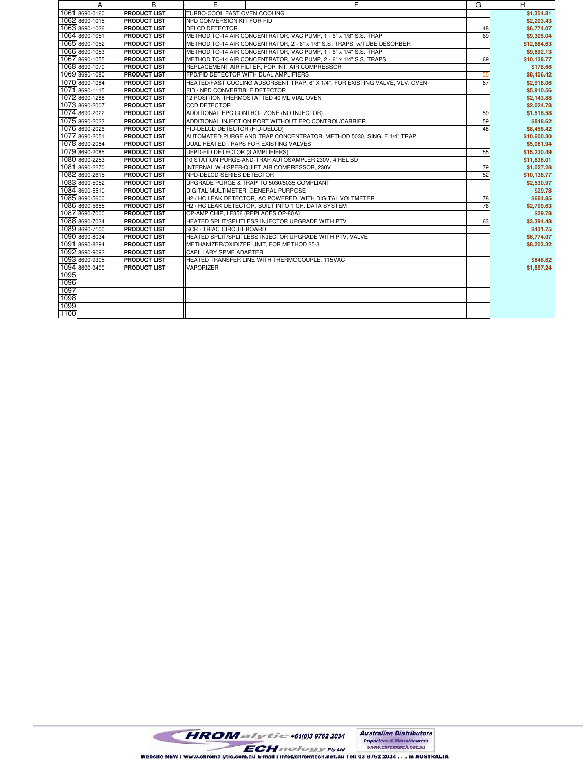| | A | B | E | F | G | H |
|---|---|---|---|---|---|---|
| 1061 | 8690-0160 | PRODUCT LIST | TURBO-COOL FAST OVEN COOLING | | | $1,354.81 |
| 1062 | 8690-1015 | PRODUCT LIST | NPD CONVERSION KIT FOR FID | | | $2,203.43 |
| 1063 | 8690-1026 | PRODUCT LIST | DELCD DETECTOR | | 48 | $6,774.07 |
| 1064 | 8690-1051 | PRODUCT LIST | METHOD TO-14 AIR CONCENTRATOR, VAC PUMP, 1 - 6" x 1/8" S.S. TRAP | | 69 | $9,305.04 |
| 1065 | 8690-1052 | PRODUCT LIST | METHOD TO-14 AIR CONCENTRATOR, 2 - 6" x 1/8" S.S. TRAPS, w/TUBE DESORBER | | | $12,684.63 |
| 1066 | 8690-1053 | PRODUCT LIST | METHOD TO-14 AIR CONCENTRATOR, VAC PUMP, 1 - 6" x 1/4" S.S. TRAP | | | $9,692.13 |
| 1067 | 8690-1055 | PRODUCT LIST | METHOD TO-14 AIR CONCENTRATOR, VAC PUMP, 2 - 6" x 1/4" S.S. TRAPS | | 69 | $10,138.77 |
| 1068 | 8690-1070 | PRODUCT LIST | REPLACEMENT AIR FILTER, FOR INT. AIR COMPRESSOR | | | $178.66 |
| 1069 | 8690-1080 | PRODUCT LIST | FPD/FID DETECTOR WITH DUAL AMPLIFIERS | | 55 | $8,456.42 |
| 1070 | 8690-1084 | PRODUCT LIST | HEATED/FAST COOLING ADSORBENT TRAP, 6" X 1/4", FOR EXISTING VALVE, VLV. OVEN | | 67 | $2,918.06 |
| 1071 | 8690-1115 | PRODUCT LIST | FID / NPD CONVERTIBLE DETECTOR | | | $5,910.56 |
| 1072 | 8690-1288 | PRODUCT LIST | 12 POSITION THERMOSTATTED 40 ML VIAL OVEN | | | $2,143.88 |
| 1073 | 8690-2007 | PRODUCT LIST | CCD DETECTOR | | | $2,024.78 |
| 1074 | 8690-2022 | PRODUCT LIST | ADDITIONAL EPC CONTROL ZONE (NO INJECTOR) | | 59 | $1,518.58 |
| 1075 | 8690-2023 | PRODUCT LIST | ADDITIONAL INJECTION PORT WITHOUT EPC CONTROL/CARRIER | | 59 | $848.62 |
| 1076 | 8690-2026 | PRODUCT LIST | FID-DELCD DETECTOR (FID-DELCD) | | 48 | $8,456.42 |
| 1077 | 8690-2051 | PRODUCT LIST | AUTOMATED PURGE AND TRAP CONCENTRATOR, METHOD 5030, SINGLE 1/4" TRAP | | | $10,600.30 |
| 1078 | 8690-2084 | PRODUCT LIST | DUAL HEATED TRAPS FOR EXISTING VALVES | | | $5,061.94 |
| 1079 | 8690-2085 | PRODUCT LIST | DFPD-FID DETECTOR (3 AMPLIFIERS) | | 55 | $15,230.49 |
| 1080 | 8690-2253 | PRODUCT LIST | 10 STATION PURGE-AND-TRAP AUTOSAMPLER 230V, 4 REL BD | | | $11,836.01 |
| 1081 | 8690-2270 | PRODUCT LIST | INTERNAL WHISPER-QUIET AIR COMPRESSOR, 230V | | 79 | $1,027.28 |
| 1082 | 8690-2615 | PRODUCT LIST | NPD-DELCD SERIES DETECTOR | | 52 | $10,138.77 |
| 1083 | 8690-5052 | PRODUCT LIST | UPGRADE PURGE & TRAP TO 5030/5035 COMPLIANT | | | $2,530.97 |
| 1084 | 8690-5510 | PRODUCT LIST | DIGITAL MULTIMETER, GENERAL PURPOSE | | | $29.78 |
| 1085 | 8690-5600 | PRODUCT LIST | H2 / HC LEAK DETECTOR, AC POWERED, WITH DIGITAL VOLTMETER | | 78 | $684.85 |
| 1086 | 8690-5655 | PRODUCT LIST | H2 / HC LEAK DETECTOR, BUILT INTO 1 CH. DATA SYSTEM | | 78 | $2,709.63 |
| 1087 | 8690-7000 | PRODUCT LIST | OP-AMP CHIP, LF356 (REPLACES OP-80A) | | | $29.78 |
| 1088 | 8690-7034 | PRODUCT LIST | HEATED SPLIT/SPLITLESS INJECTOR UPGRADE WITH PTV | | 63 | $3,394.48 |
| 1089 | 8690-7100 | PRODUCT LIST | SCR - TRIAC CIRCUIT BOARD | | | $431.75 |
| 1090 | 8690-8034 | PRODUCT LIST | HEATED SPLIT/SPLITLESS INJECTOR UPGRADE WITH PTV, VALVE | | | $6,774.07 |
| 1091 | 8690-8294 | PRODUCT LIST | METHANIZER/OXIDIZER UNIT, FOR METHOD 25-3 | | | $8,203.32 |
| 1092 | 8690-9092 | PRODUCT LIST | CAPILLARY SPME ADAPTER | | | |
| 1093 | 8690-9305 | PRODUCT LIST | HEATED TRANSFER LINE WITH THERMOCOUPLE, 115VAC | | | $848.62 |
| 1094 | 8690-9400 | PRODUCT LIST | VAPORIZER | | | $1,697.24 |
| 1095 | | | | | | |
| 1096 | | | | | | |
| 1097 | | | | | | |
| 1098 | | | | | | |
| 1099 | | | | | | |
| 1100 | | | | | | |

CHROMalytic +61(0)3 9762 2034 TECHnology Pty Ltd — Australian Distributors, Importers & Manufacturers, www.chromtech.net.au

Website NEW : www.chromalytic.com.au E-mail : info@chromtech.net.au Tel: 03 9762 2034 . . . in AUSTRALIA